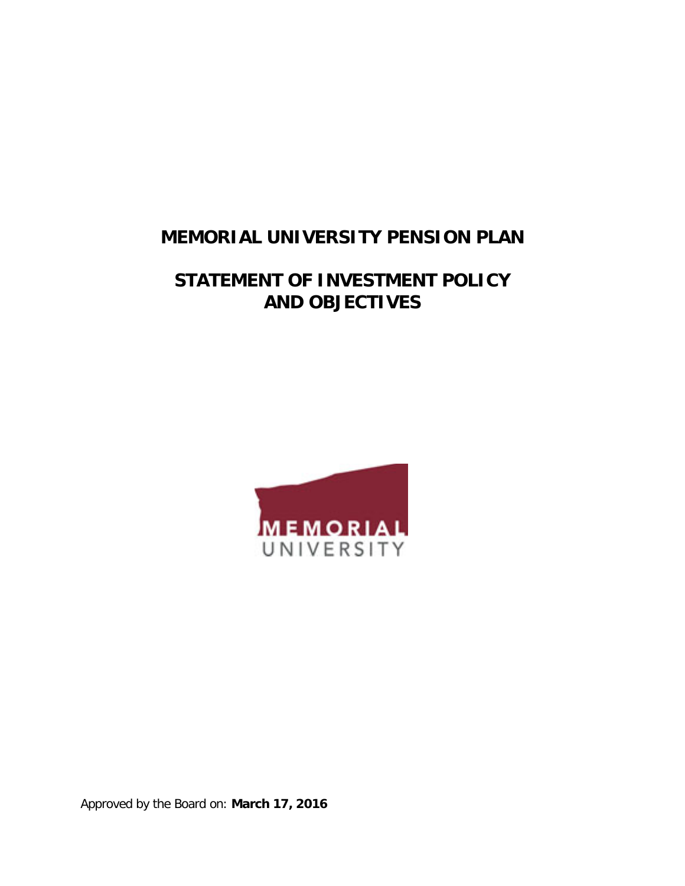# MEMORIAL UNIVERSITY PENSION PLAN

# STATEMENT OF INVESTMENT POLICY AND OBJECTIVES

MEMORIAL UNIVERSITY

Approved by the Board on: **March 17, 2016**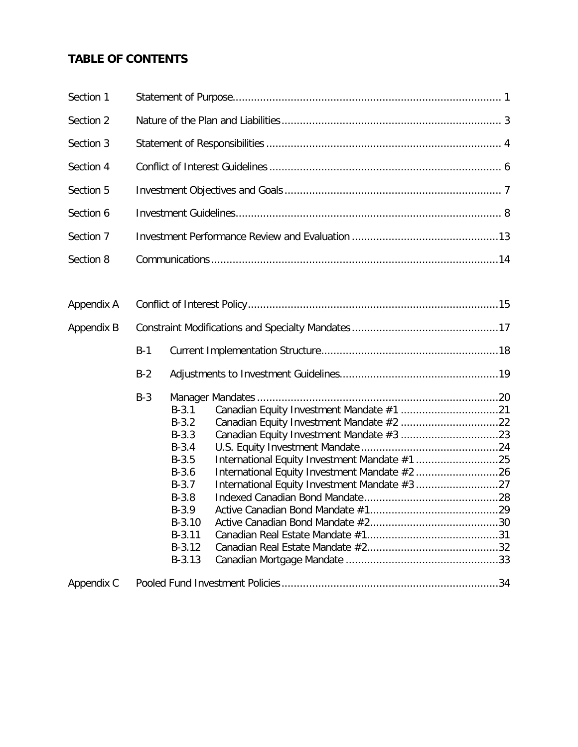**TABLE OF CONTENTS**

| | | | | |
|---|---|---|---|---|
| Section 1 | Statement of Purpose | | | 1 |
| Section 2 | Nature of the Plan and Liabilities | | | 3 |
| Section 3 | Statement of Responsibilities | | | 4 |
| Section 4 | Conflict of Interest Guidelines | | | 6 |
| Section 5 | Investment Objectives and Goals | | | 7 |
| Section 6 | Investment Guidelines | | | 8 |
| Section 7 | Investment Performance Review and Evaluation | | | 13 |
| Section 8 | Communications | | | 14 |
| Appendix A | Conflict of Interest Policy | | | 15 |
| Appendix B | Constraint Modifications and Specialty Mandates | | | 17 |
| | B-1 | Current Implementation Structure | | 18 |
| | B-2 | Adjustments to Investment Guidelines | | 19 |
| | B-3 | Manager Mandates | | 20 |
| | | B-3.1 | Canadian Equity Investment Mandate #1 | 21 |
| | | B-3.2 | Canadian Equity Investment Mandate #2 | 22 |
| | | B-3.3 | Canadian Equity Investment Mandate #3 | 23 |
| | | B-3.4 | U.S. Equity Investment Mandate | 24 |
| | | B-3.5 | International Equity Investment Mandate #1 | 25 |
| | | B-3.6 | International Equity Investment Mandate #2 | 26 |
| | | B-3.7 | International Equity Investment Mandate #3 | 27 |
| | | B-3.8 | Indexed Canadian Bond Mandate | 28 |
| | | B-3.9 | Active Canadian Bond Mandate #1 | 29 |
| | | B-3.10 | Active Canadian Bond Mandate #2 | 30 |
| | | B-3.11 | Canadian Real Estate Mandate #1 | 31 |
| | | B-3.12 | Canadian Real Estate Mandate #2 | 32 |
| | | B-3.13 | Canadian Mortgage Mandate | 33 |
| Appendix C | Pooled Fund Investment Policies | | | 34 |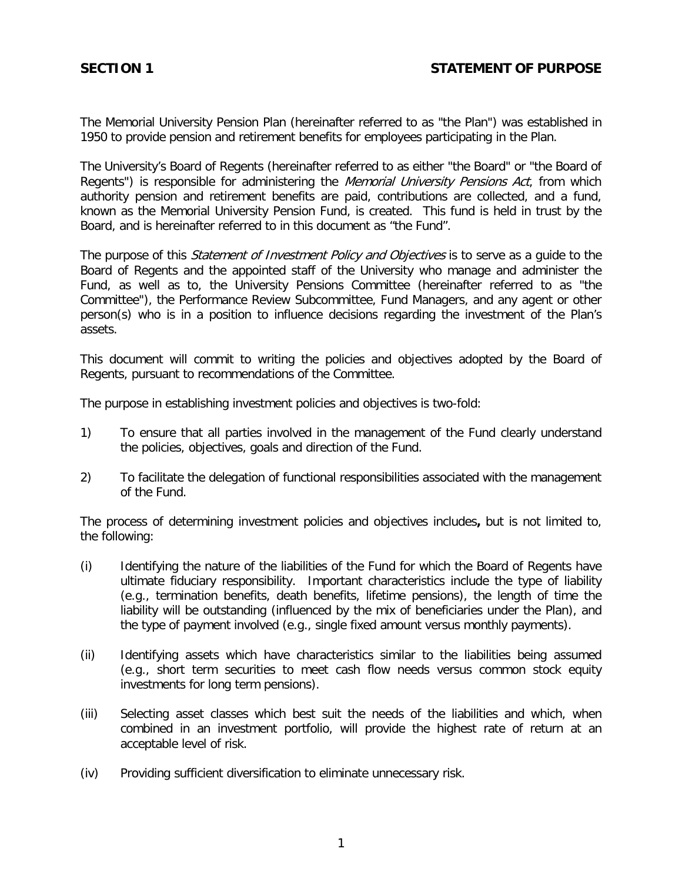## SECTION 1 STATEMENT OF PURPOSE

The Memorial University Pension Plan (hereinafter referred to as "the Plan") was established in 1950 to provide pension and retirement benefits for employees participating in the Plan.

The University's Board of Regents (hereinafter referred to as either "the Board" or "the Board of Regents") is responsible for administering the *Memorial University Pensions Act*, from which authority pension and retirement benefits are paid, contributions are collected, and a fund, known as the Memorial University Pension Fund, is created. This fund is held in trust by the Board, and is hereinafter referred to in this document as "the Fund".

The purpose of this *Statement of Investment Policy and Objectives* is to serve as a guide to the Board of Regents and the appointed staff of the University who manage and administer the Fund, as well as to, the University Pensions Committee (hereinafter referred to as "the Committee"), the Performance Review Subcommittee, Fund Managers, and any agent or other person(s) who is in a position to influence decisions regarding the investment of the Plan's assets.

This document will commit to writing the policies and objectives adopted by the Board of Regents, pursuant to recommendations of the Committee.

The purpose in establishing investment policies and objectives is two-fold:

1) To ensure that all parties involved in the management of the Fund clearly understand the policies, objectives, goals and direction of the Fund.

2) To facilitate the delegation of functional responsibilities associated with the management of the Fund.

The process of determining investment policies and objectives includes**,** but is not limited to, the following:

(i) Identifying the nature of the liabilities of the Fund for which the Board of Regents have ultimate fiduciary responsibility. Important characteristics include the type of liability (e.g., termination benefits, death benefits, lifetime pensions), the length of time the liability will be outstanding (influenced by the mix of beneficiaries under the Plan), and the type of payment involved (e.g., single fixed amount versus monthly payments).

(ii) Identifying assets which have characteristics similar to the liabilities being assumed (e.g., short term securities to meet cash flow needs versus common stock equity investments for long term pensions).

(iii) Selecting asset classes which best suit the needs of the liabilities and which, when combined in an investment portfolio, will provide the highest rate of return at an acceptable level of risk.

(iv) Providing sufficient diversification to eliminate unnecessary risk.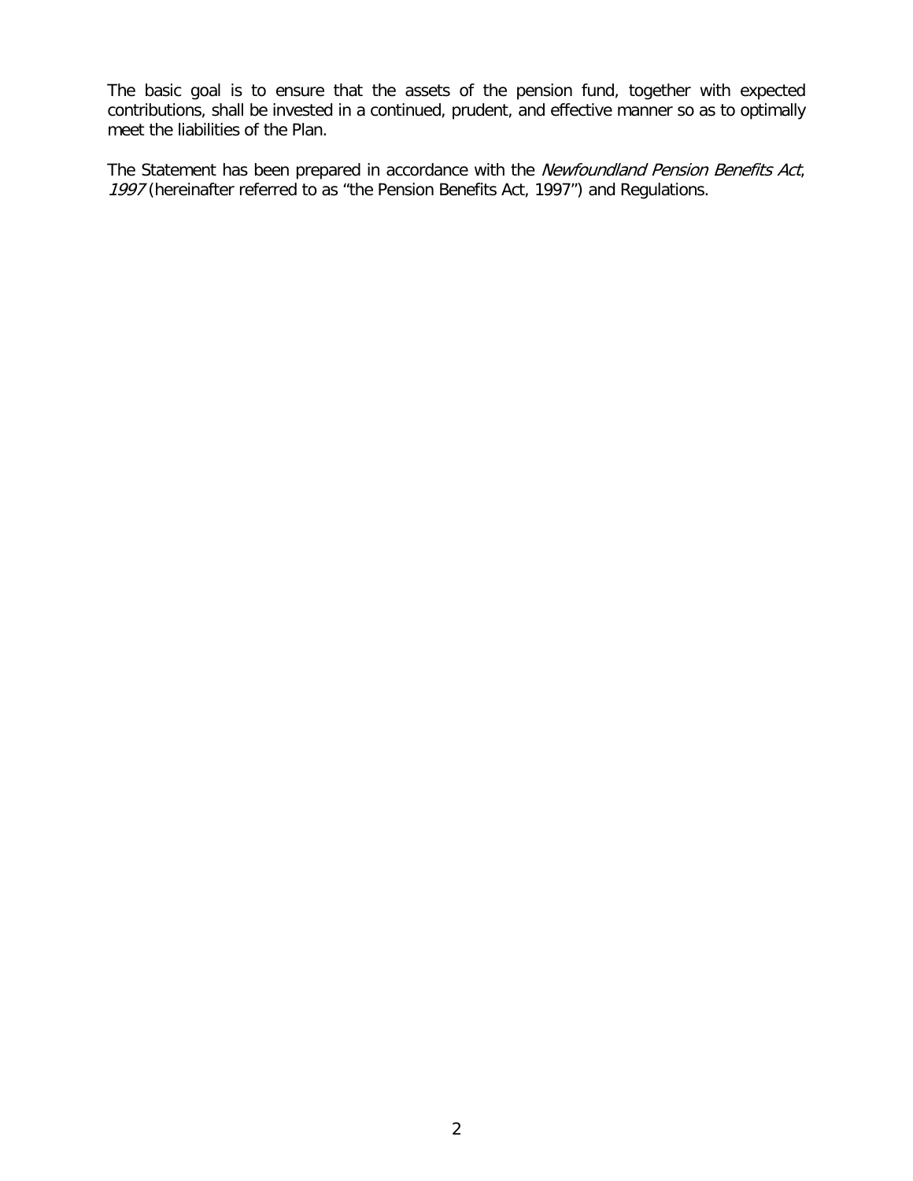The basic goal is to ensure that the assets of the pension fund, together with expected contributions, shall be invested in a continued, prudent, and effective manner so as to optimally meet the liabilities of the Plan.

The Statement has been prepared in accordance with the *Newfoundland Pension Benefits Act, 1997* (hereinafter referred to as "the Pension Benefits Act, 1997") and Regulations.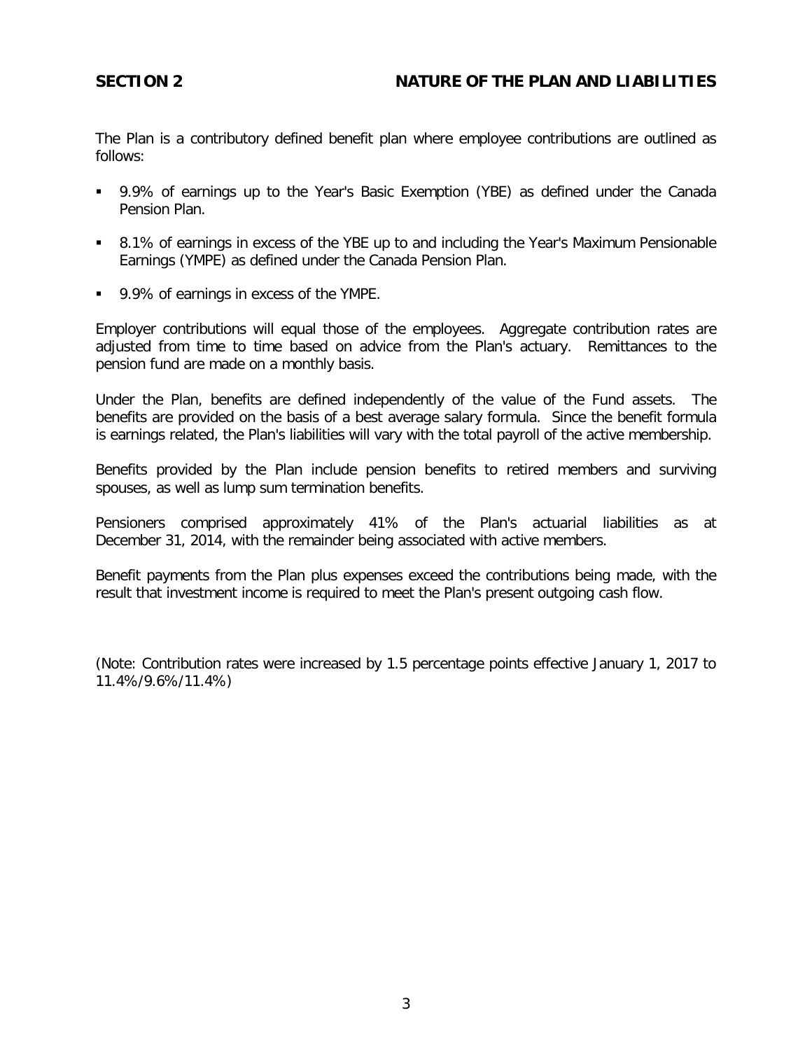## SECTION 2 NATURE OF THE PLAN AND LIABILITIES

The Plan is a contributory defined benefit plan where employee contributions are outlined as follows:

- 9.9% of earnings up to the Year's Basic Exemption (YBE) as defined under the Canada Pension Plan.
- 8.1% of earnings in excess of the YBE up to and including the Year's Maximum Pensionable Earnings (YMPE) as defined under the Canada Pension Plan.
- 9.9% of earnings in excess of the YMPE.

Employer contributions will equal those of the employees. Aggregate contribution rates are adjusted from time to time based on advice from the Plan's actuary. Remittances to the pension fund are made on a monthly basis.

Under the Plan, benefits are defined independently of the value of the Fund assets. The benefits are provided on the basis of a best average salary formula. Since the benefit formula is earnings related, the Plan's liabilities will vary with the total payroll of the active membership.

Benefits provided by the Plan include pension benefits to retired members and surviving spouses, as well as lump sum termination benefits.

Pensioners comprised approximately 41% of the Plan's actuarial liabilities as at December 31, 2014, with the remainder being associated with active members.

Benefit payments from the Plan plus expenses exceed the contributions being made, with the result that investment income is required to meet the Plan's present outgoing cash flow.

(Note: Contribution rates were increased by 1.5 percentage points effective January 1, 2017 to 11.4%/9.6%/11.4%)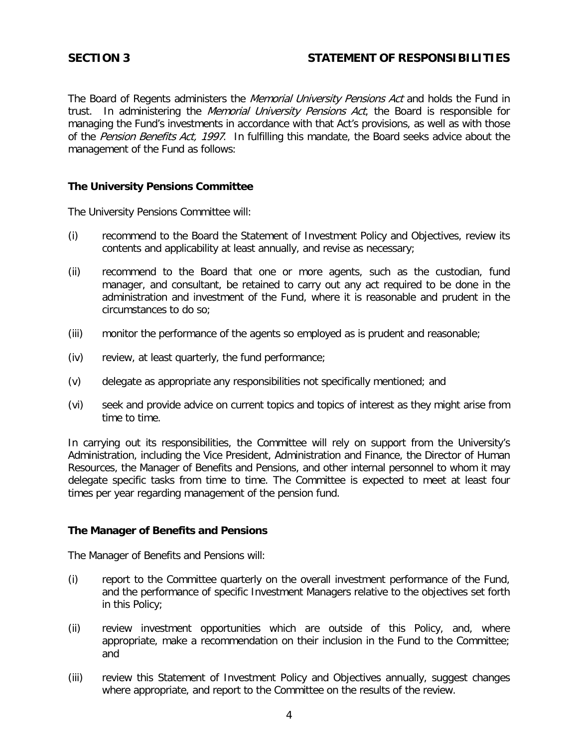## SECTION 3 STATEMENT OF RESPONSIBILITIES

The Board of Regents administers the *Memorial University Pensions Act* and holds the Fund in trust. In administering the *Memorial University Pensions Act*, the Board is responsible for managing the Fund's investments in accordance with that Act's provisions, as well as with those of the *Pension Benefits Act, 1997*. In fulfilling this mandate, the Board seeks advice about the management of the Fund as follows:

### The University Pensions Committee

The University Pensions Committee will:

(i) recommend to the Board the Statement of Investment Policy and Objectives, review its contents and applicability at least annually, and revise as necessary;

(ii) recommend to the Board that one or more agents, such as the custodian, fund manager, and consultant, be retained to carry out any act required to be done in the administration and investment of the Fund, where it is reasonable and prudent in the circumstances to do so;

(iii) monitor the performance of the agents so employed as is prudent and reasonable;

(iv) review, at least quarterly, the fund performance;

(v) delegate as appropriate any responsibilities not specifically mentioned; and

(vi) seek and provide advice on current topics and topics of interest as they might arise from time to time.

In carrying out its responsibilities, the Committee will rely on support from the University's Administration, including the Vice President, Administration and Finance, the Director of Human Resources, the Manager of Benefits and Pensions, and other internal personnel to whom it may delegate specific tasks from time to time. The Committee is expected to meet at least four times per year regarding management of the pension fund.

### The Manager of Benefits and Pensions

The Manager of Benefits and Pensions will:

(i) report to the Committee quarterly on the overall investment performance of the Fund, and the performance of specific Investment Managers relative to the objectives set forth in this Policy;

(ii) review investment opportunities which are outside of this Policy, and, where appropriate, make a recommendation on their inclusion in the Fund to the Committee; and

(iii) review this Statement of Investment Policy and Objectives annually, suggest changes where appropriate, and report to the Committee on the results of the review.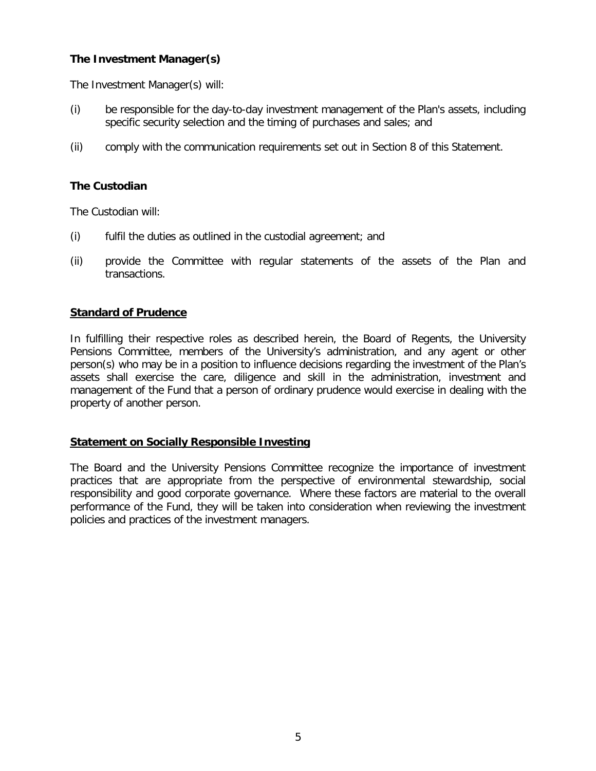**The Investment Manager(s)**

The Investment Manager(s) will:

(i) be responsible for the day-to-day investment management of the Plan's assets, including specific security selection and the timing of purchases and sales; and

(ii) comply with the communication requirements set out in Section 8 of this Statement.

**The Custodian**

The Custodian will:

(i) fulfil the duties as outlined in the custodial agreement; and

(ii) provide the Committee with regular statements of the assets of the Plan and transactions.

**Standard of Prudence**

In fulfilling their respective roles as described herein, the Board of Regents, the University Pensions Committee, members of the University's administration, and any agent or other person(s) who may be in a position to influence decisions regarding the investment of the Plan's assets shall exercise the care, diligence and skill in the administration, investment and management of the Fund that a person of ordinary prudence would exercise in dealing with the property of another person.

**Statement on Socially Responsible Investing**

The Board and the University Pensions Committee recognize the importance of investment practices that are appropriate from the perspective of environmental stewardship, social responsibility and good corporate governance. Where these factors are material to the overall performance of the Fund, they will be taken into consideration when reviewing the investment policies and practices of the investment managers.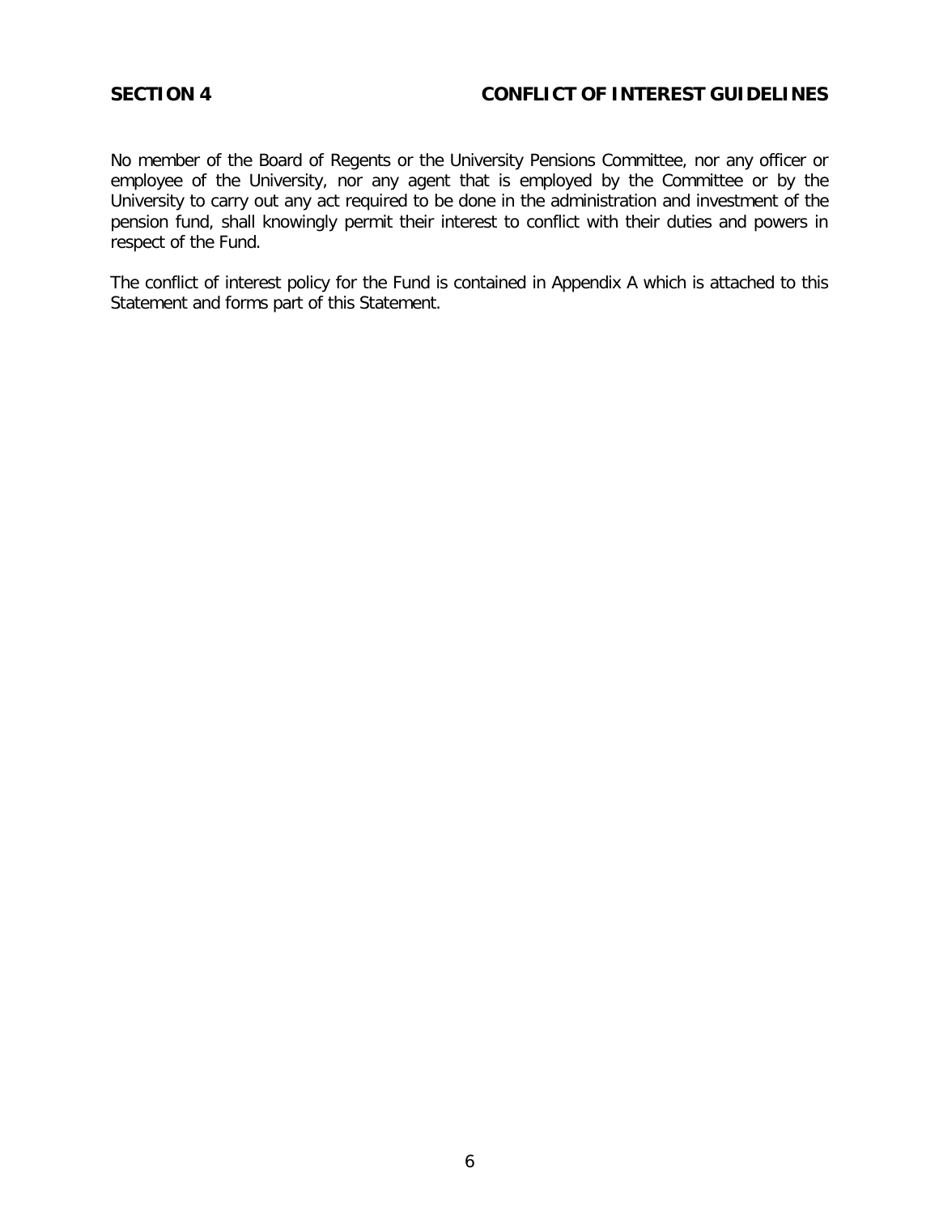## SECTION 4 CONFLICT OF INTEREST GUIDELINES

No member of the Board of Regents or the University Pensions Committee, nor any officer or employee of the University, nor any agent that is employed by the Committee or by the University to carry out any act required to be done in the administration and investment of the pension fund, shall knowingly permit their interest to conflict with their duties and powers in respect of the Fund.

The conflict of interest policy for the Fund is contained in Appendix A which is attached to this Statement and forms part of this Statement.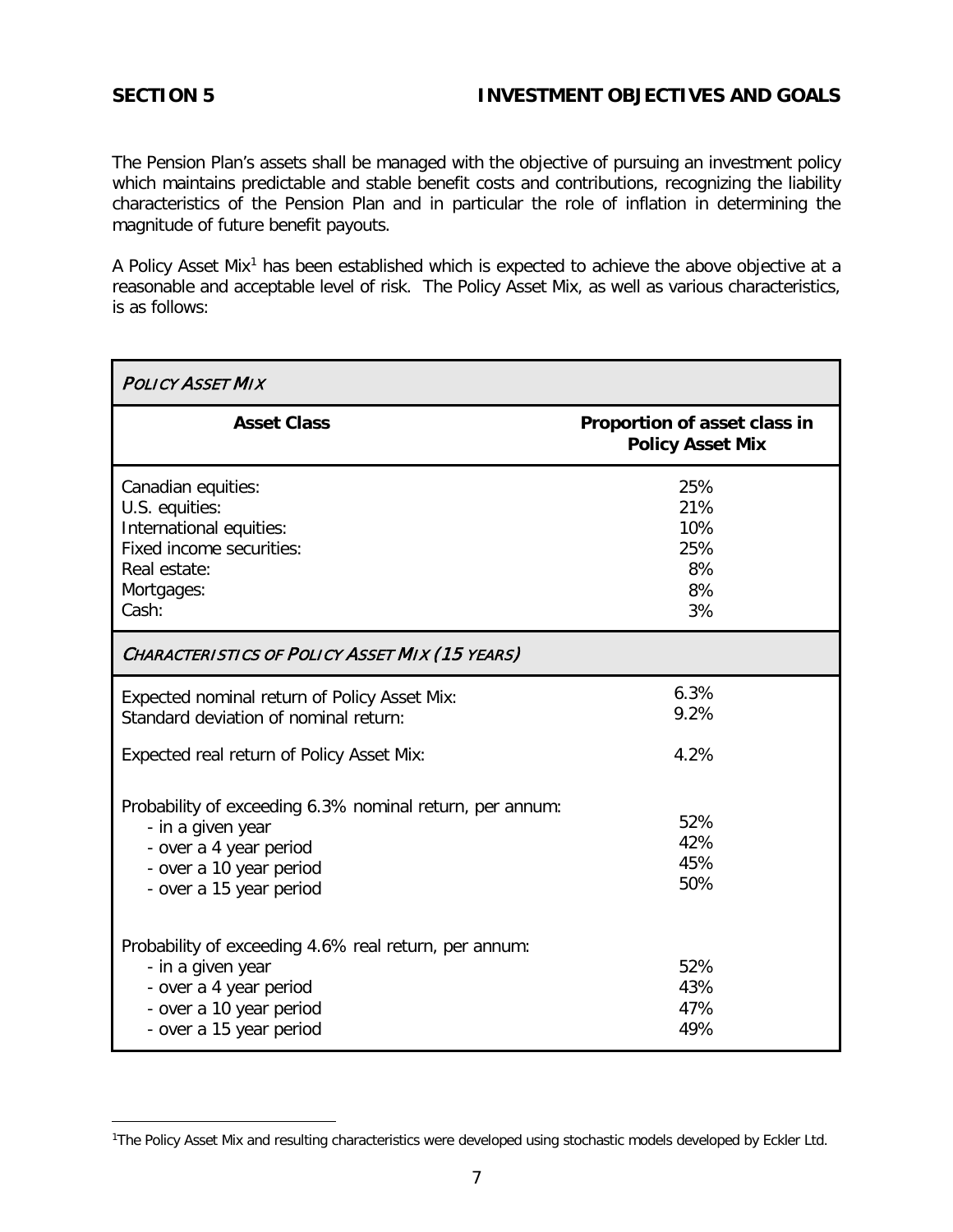## SECTION 5 INVESTMENT OBJECTIVES AND GOALS

The Pension Plan's assets shall be managed with the objective of pursuing an investment policy which maintains predictable and stable benefit costs and contributions, recognizing the liability characteristics of the Pension Plan and in particular the role of inflation in determining the magnitude of future benefit payouts.

A Policy Asset Mix[1] has been established which is expected to achieve the above objective at a reasonable and acceptable level of risk. The Policy Asset Mix, as well as various characteristics, is as follows:

| *POLICY ASSET MIX* | |
|---|---|
| **Asset Class** | **Proportion of asset class in Policy Asset Mix** |
| Canadian equities: | 25% |
| U.S. equities: | 21% |
| International equities: | 10% |
| Fixed income securities: | 25% |
| Real estate: | 8% |
| Mortgages: | 8% |
| Cash: | 3% |
| *CHARACTERISTICS OF POLICY ASSET MIX (15 YEARS)* | |
| Expected nominal return of Policy Asset Mix: | 6.3% |
| Standard deviation of nominal return: | 9.2% |
| Expected real return of Policy Asset Mix: | 4.2% |
| Probability of exceeding 6.3% nominal return, per annum: | |
| - in a given year | 52% |
| - over a 4 year period | 42% |
| - over a 10 year period | 45% |
| - over a 15 year period | 50% |
| Probability of exceeding 4.6% real return, per annum: | |
| - in a given year | 52% |
| - over a 4 year period | 43% |
| - over a 10 year period | 47% |
| - over a 15 year period | 49% |

[1]The Policy Asset Mix and resulting characteristics were developed using stochastic models developed by Eckler Ltd.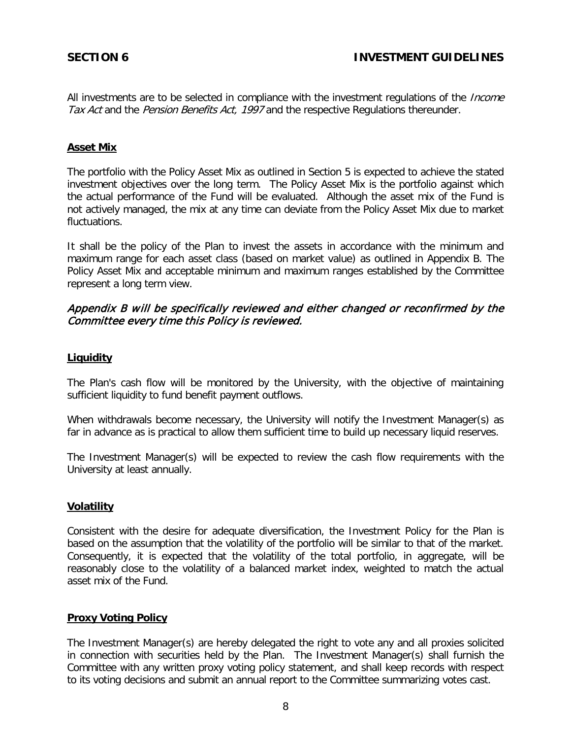## SECTION 6 INVESTMENT GUIDELINES

All investments are to be selected in compliance with the investment regulations of the *Income Tax Act* and the *Pension Benefits Act, 1997* and the respective Regulations thereunder.

### Asset Mix

The portfolio with the Policy Asset Mix as outlined in Section 5 is expected to achieve the stated investment objectives over the long term. The Policy Asset Mix is the portfolio against which the actual performance of the Fund will be evaluated. Although the asset mix of the Fund is not actively managed, the mix at any time can deviate from the Policy Asset Mix due to market fluctuations.

It shall be the policy of the Plan to invest the assets in accordance with the minimum and maximum range for each asset class (based on market value) as outlined in Appendix B. The Policy Asset Mix and acceptable minimum and maximum ranges established by the Committee represent a long term view.

*Appendix B will be specifically reviewed and either changed or reconfirmed by the Committee every time this Policy is reviewed.*

### Liquidity

The Plan's cash flow will be monitored by the University, with the objective of maintaining sufficient liquidity to fund benefit payment outflows.

When withdrawals become necessary, the University will notify the Investment Manager(s) as far in advance as is practical to allow them sufficient time to build up necessary liquid reserves.

The Investment Manager(s) will be expected to review the cash flow requirements with the University at least annually.

### Volatility

Consistent with the desire for adequate diversification, the Investment Policy for the Plan is based on the assumption that the volatility of the portfolio will be similar to that of the market. Consequently, it is expected that the volatility of the total portfolio, in aggregate, will be reasonably close to the volatility of a balanced market index, weighted to match the actual asset mix of the Fund.

### Proxy Voting Policy

The Investment Manager(s) are hereby delegated the right to vote any and all proxies solicited in connection with securities held by the Plan. The Investment Manager(s) shall furnish the Committee with any written proxy voting policy statement, and shall keep records with respect to its voting decisions and submit an annual report to the Committee summarizing votes cast.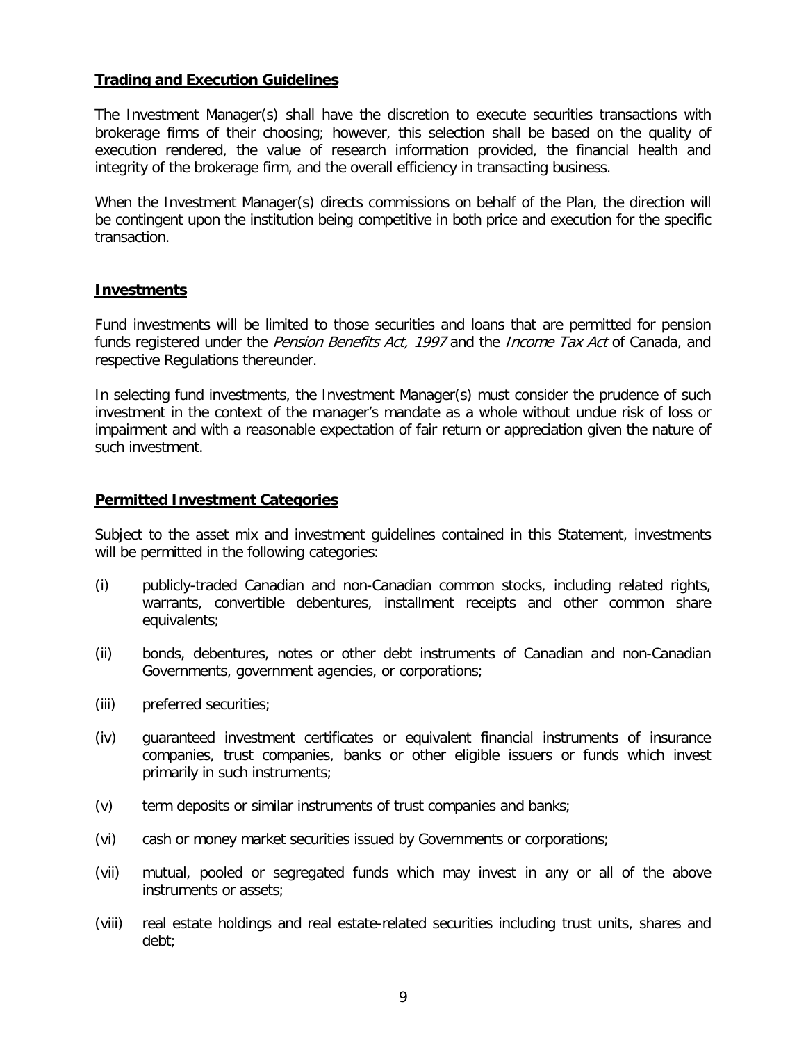**Trading and Execution Guidelines**

The Investment Manager(s) shall have the discretion to execute securities transactions with brokerage firms of their choosing; however, this selection shall be based on the quality of execution rendered, the value of research information provided, the financial health and integrity of the brokerage firm, and the overall efficiency in transacting business.

When the Investment Manager(s) directs commissions on behalf of the Plan, the direction will be contingent upon the institution being competitive in both price and execution for the specific transaction.

**Investments**

Fund investments will be limited to those securities and loans that are permitted for pension funds registered under the *Pension Benefits Act, 1997* and the *Income Tax Act* of Canada, and respective Regulations thereunder.

In selecting fund investments, the Investment Manager(s) must consider the prudence of such investment in the context of the manager's mandate as a whole without undue risk of loss or impairment and with a reasonable expectation of fair return or appreciation given the nature of such investment.

**Permitted Investment Categories**

Subject to the asset mix and investment guidelines contained in this Statement, investments will be permitted in the following categories:

(i) publicly-traded Canadian and non-Canadian common stocks, including related rights, warrants, convertible debentures, installment receipts and other common share equivalents;

(ii) bonds, debentures, notes or other debt instruments of Canadian and non-Canadian Governments, government agencies, or corporations;

(iii) preferred securities;

(iv) guaranteed investment certificates or equivalent financial instruments of insurance companies, trust companies, banks or other eligible issuers or funds which invest primarily in such instruments;

(v) term deposits or similar instruments of trust companies and banks;

(vi) cash or money market securities issued by Governments or corporations;

(vii) mutual, pooled or segregated funds which may invest in any or all of the above instruments or assets;

(viii) real estate holdings and real estate-related securities including trust units, shares and debt;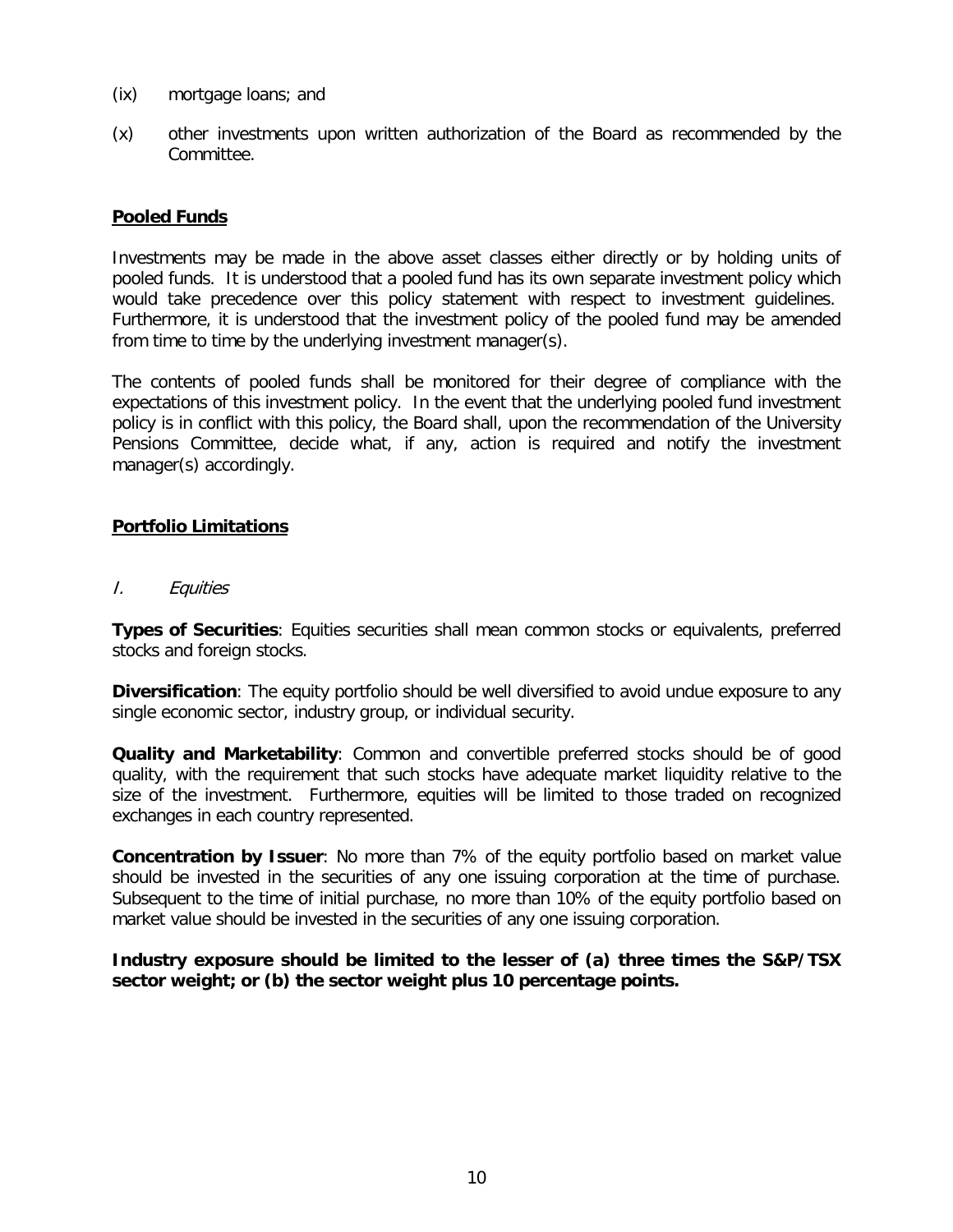(ix) mortgage loans; and

(x) other investments upon written authorization of the Board as recommended by the Committee.

**Pooled Funds**

Investments may be made in the above asset classes either directly or by holding units of pooled funds. It is understood that a pooled fund has its own separate investment policy which would take precedence over this policy statement with respect to investment guidelines. Furthermore, it is understood that the investment policy of the pooled fund may be amended from time to time by the underlying investment manager(s).

The contents of pooled funds shall be monitored for their degree of compliance with the expectations of this investment policy. In the event that the underlying pooled fund investment policy is in conflict with this policy, the Board shall, upon the recommendation of the University Pensions Committee, decide what, if any, action is required and notify the investment manager(s) accordingly.

**Portfolio Limitations**

*I. Equities*

**Types of Securities**: Equities securities shall mean common stocks or equivalents, preferred stocks and foreign stocks.

**Diversification**: The equity portfolio should be well diversified to avoid undue exposure to any single economic sector, industry group, or individual security.

**Quality and Marketability**: Common and convertible preferred stocks should be of good quality, with the requirement that such stocks have adequate market liquidity relative to the size of the investment. Furthermore, equities will be limited to those traded on recognized exchanges in each country represented.

**Concentration by Issuer**: No more than 7% of the equity portfolio based on market value should be invested in the securities of any one issuing corporation at the time of purchase. Subsequent to the time of initial purchase, no more than 10% of the equity portfolio based on market value should be invested in the securities of any one issuing corporation.

**Industry exposure should be limited to the lesser of (a) three times the S&P/TSX sector weight; or (b) the sector weight plus 10 percentage points.**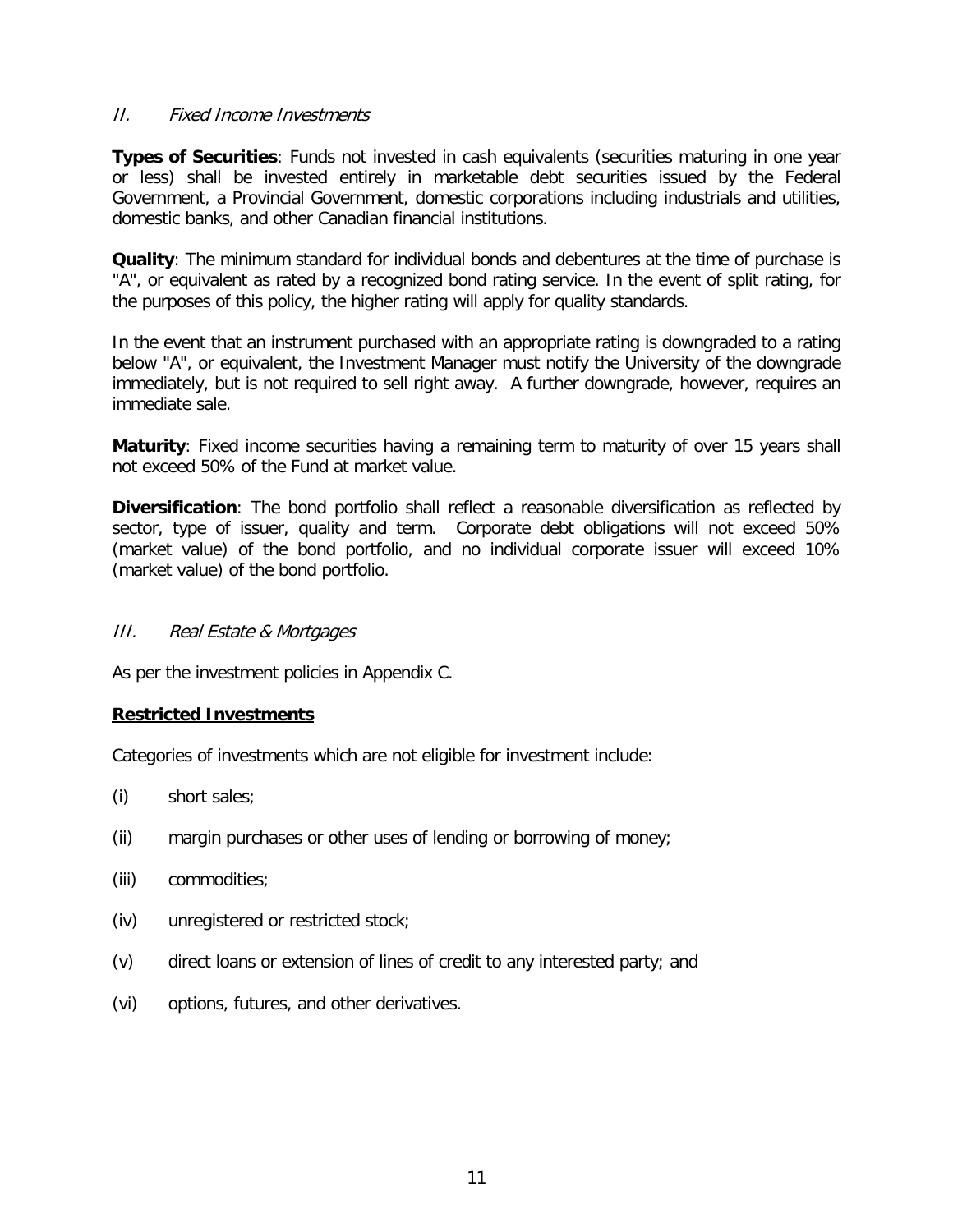### *II. Fixed Income Investments*

**Types of Securities**: Funds not invested in cash equivalents (securities maturing in one year or less) shall be invested entirely in marketable debt securities issued by the Federal Government, a Provincial Government, domestic corporations including industrials and utilities, domestic banks, and other Canadian financial institutions.

**Quality**: The minimum standard for individual bonds and debentures at the time of purchase is "A", or equivalent as rated by a recognized bond rating service. In the event of split rating, for the purposes of this policy, the higher rating will apply for quality standards.

In the event that an instrument purchased with an appropriate rating is downgraded to a rating below "A", or equivalent, the Investment Manager must notify the University of the downgrade immediately, but is not required to sell right away. A further downgrade, however, requires an immediate sale.

**Maturity**: Fixed income securities having a remaining term to maturity of over 15 years shall not exceed 50% of the Fund at market value.

**Diversification**: The bond portfolio shall reflect a reasonable diversification as reflected by sector, type of issuer, quality and term. Corporate debt obligations will not exceed 50% (market value) of the bond portfolio, and no individual corporate issuer will exceed 10% (market value) of the bond portfolio.

### *III. Real Estate & Mortgages*

As per the investment policies in Appendix C.

**Restricted Investments**

Categories of investments which are not eligible for investment include:

(i) short sales;

(ii) margin purchases or other uses of lending or borrowing of money;

(iii) commodities;

(iv) unregistered or restricted stock;

(v) direct loans or extension of lines of credit to any interested party; and

(vi) options, futures, and other derivatives.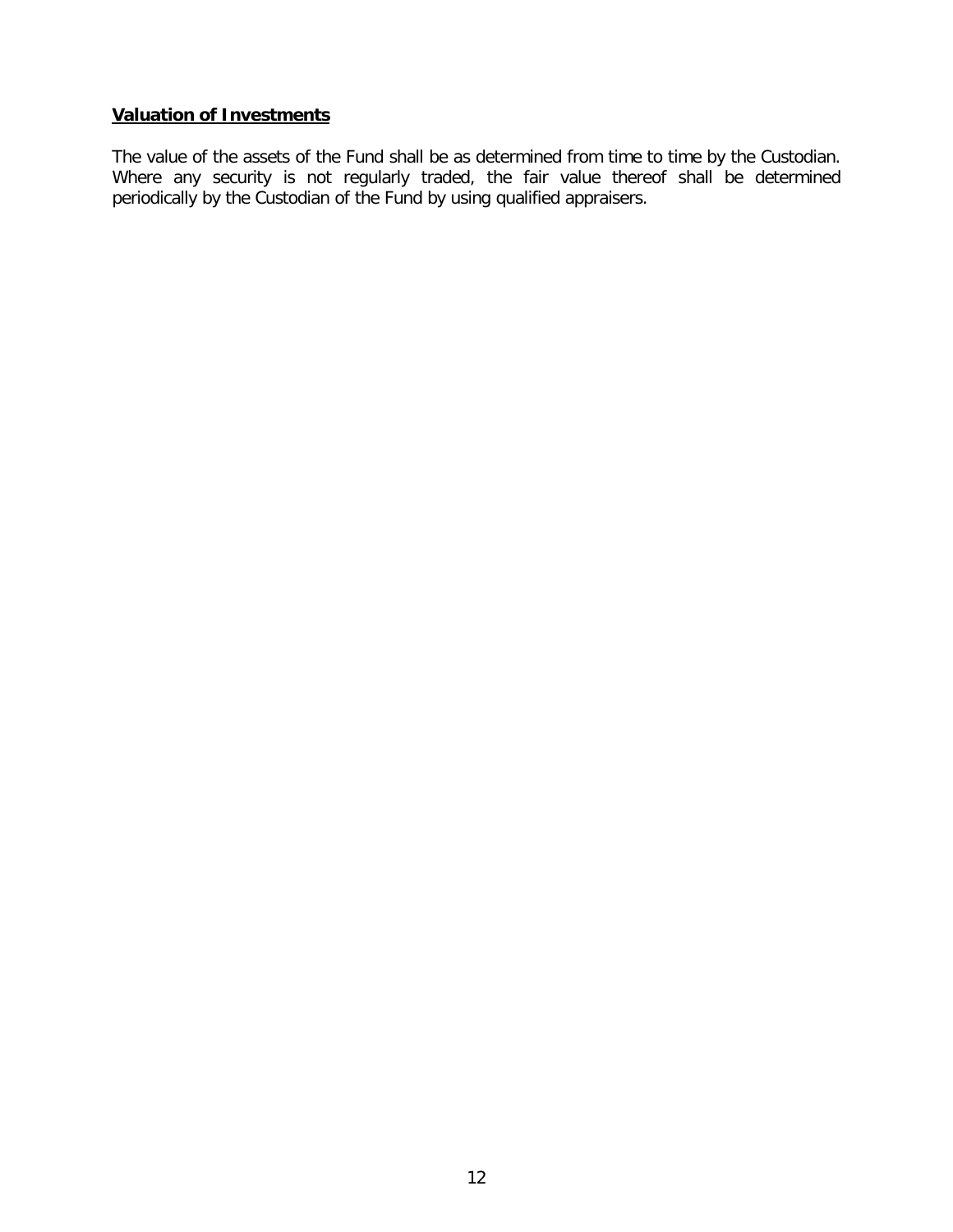**Valuation of Investments**

The value of the assets of the Fund shall be as determined from time to time by the Custodian. Where any security is not regularly traded, the fair value thereof shall be determined periodically by the Custodian of the Fund by using qualified appraisers.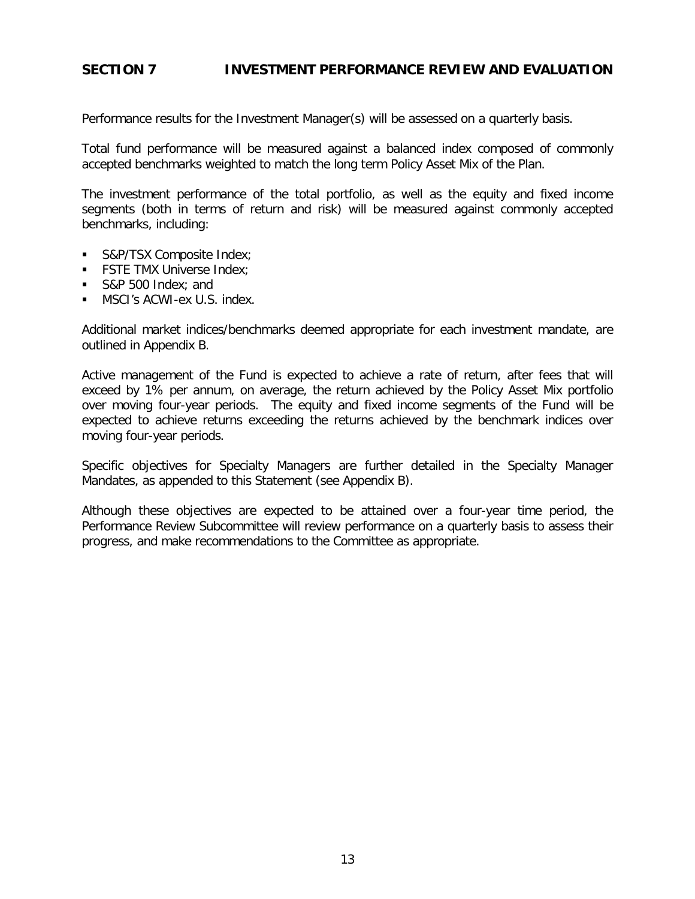## SECTION 7 INVESTMENT PERFORMANCE REVIEW AND EVALUATION

Performance results for the Investment Manager(s) will be assessed on a quarterly basis.

Total fund performance will be measured against a balanced index composed of commonly accepted benchmarks weighted to match the long term Policy Asset Mix of the Plan.

The investment performance of the total portfolio, as well as the equity and fixed income segments (both in terms of return and risk) will be measured against commonly accepted benchmarks, including:

- S&P/TSX Composite Index;
- FSTE TMX Universe Index;
- S&P 500 Index; and
- MSCI's ACWI-ex U.S. index.

Additional market indices/benchmarks deemed appropriate for each investment mandate, are outlined in Appendix B.

Active management of the Fund is expected to achieve a rate of return, after fees that will exceed by 1% per annum, on average, the return achieved by the Policy Asset Mix portfolio over moving four-year periods. The equity and fixed income segments of the Fund will be expected to achieve returns exceeding the returns achieved by the benchmark indices over moving four-year periods.

Specific objectives for Specialty Managers are further detailed in the Specialty Manager Mandates, as appended to this Statement (see Appendix B).

Although these objectives are expected to be attained over a four-year time period, the Performance Review Subcommittee will review performance on a quarterly basis to assess their progress, and make recommendations to the Committee as appropriate.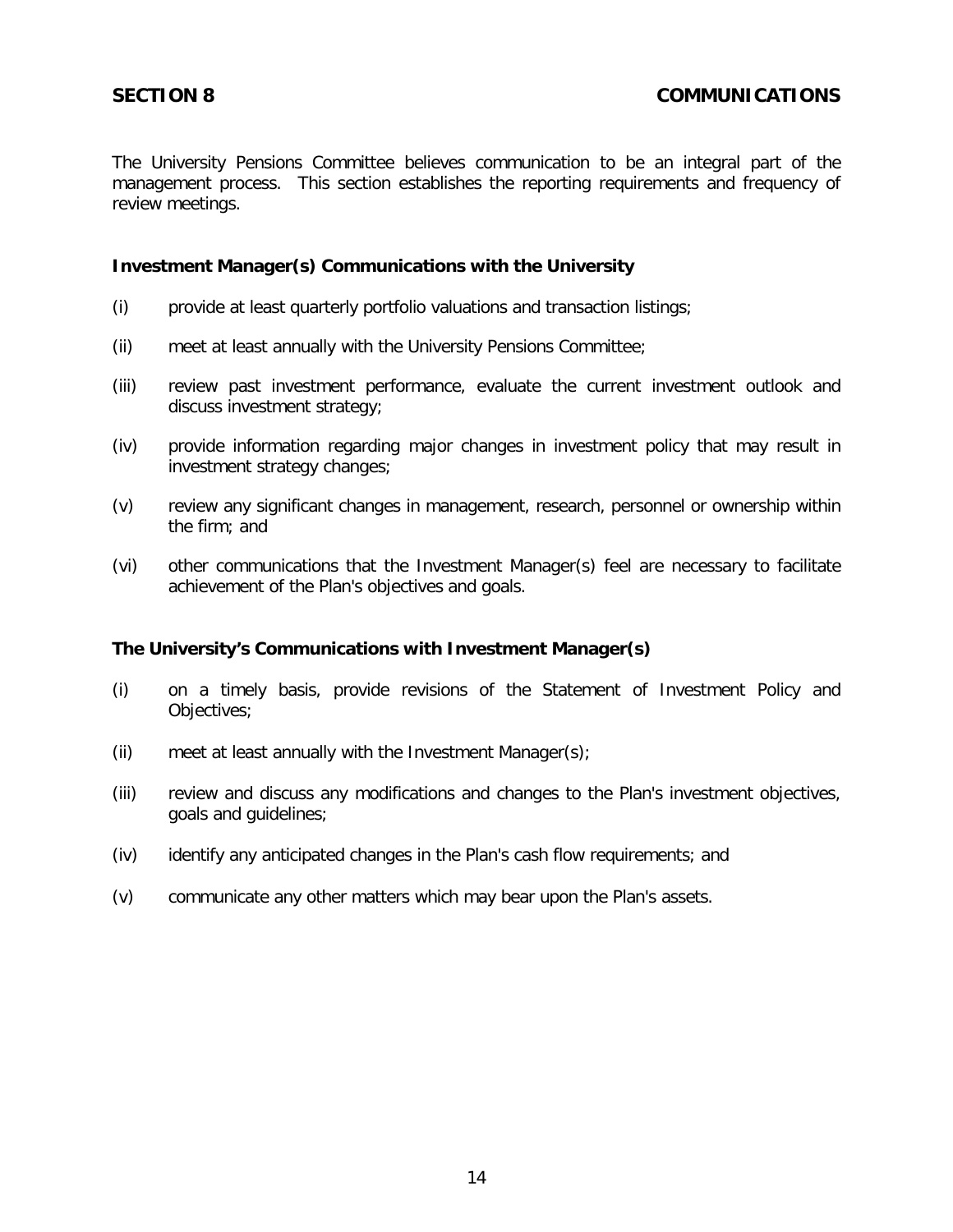## SECTION 8 COMMUNICATIONS

The University Pensions Committee believes communication to be an integral part of the management process. This section establishes the reporting requirements and frequency of review meetings.

**Investment Manager(s) Communications with the University**

(i) provide at least quarterly portfolio valuations and transaction listings;

(ii) meet at least annually with the University Pensions Committee;

(iii) review past investment performance, evaluate the current investment outlook and discuss investment strategy;

(iv) provide information regarding major changes in investment policy that may result in investment strategy changes;

(v) review any significant changes in management, research, personnel or ownership within the firm; and

(vi) other communications that the Investment Manager(s) feel are necessary to facilitate achievement of the Plan's objectives and goals.

**The University's Communications with Investment Manager(s)**

(i) on a timely basis, provide revisions of the Statement of Investment Policy and Objectives;

(ii) meet at least annually with the Investment Manager(s);

(iii) review and discuss any modifications and changes to the Plan's investment objectives, goals and guidelines;

(iv) identify any anticipated changes in the Plan's cash flow requirements; and

(v) communicate any other matters which may bear upon the Plan's assets.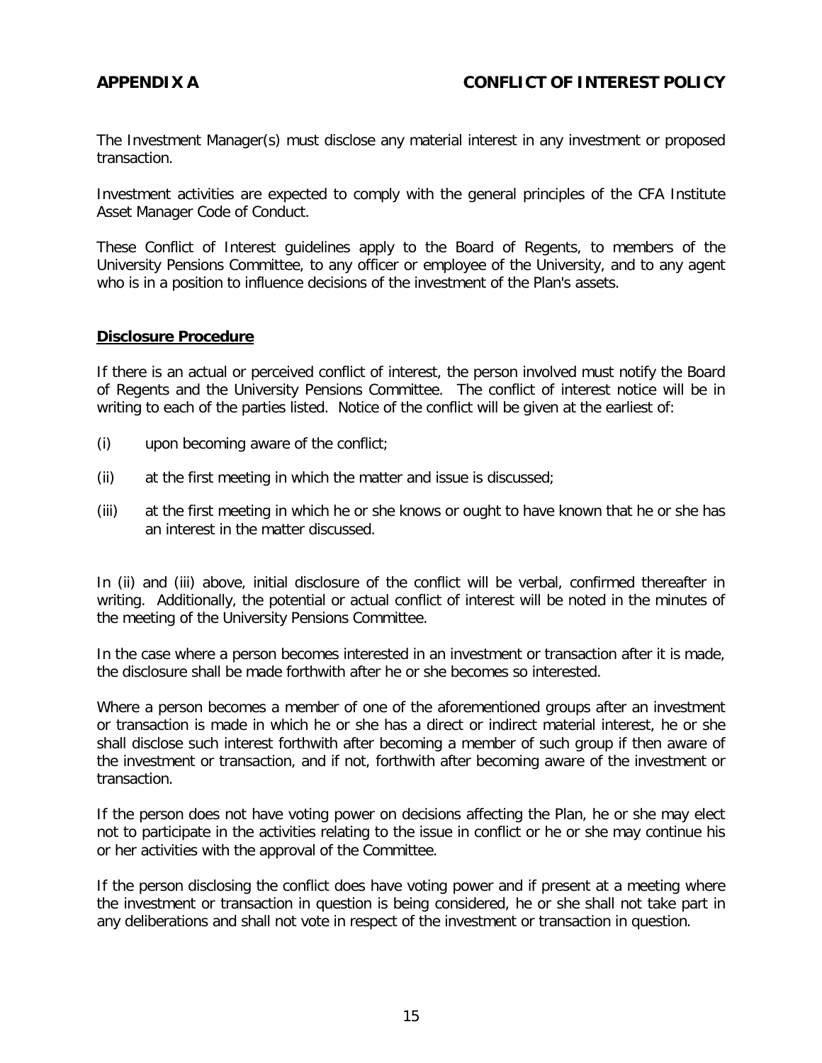## APPENDIX A CONFLICT OF INTEREST POLICY

The Investment Manager(s) must disclose any material interest in any investment or proposed transaction.

Investment activities are expected to comply with the general principles of the CFA Institute Asset Manager Code of Conduct.

These Conflict of Interest guidelines apply to the Board of Regents, to members of the University Pensions Committee, to any officer or employee of the University, and to any agent who is in a position to influence decisions of the investment of the Plan's assets.

### Disclosure Procedure

If there is an actual or perceived conflict of interest, the person involved must notify the Board of Regents and the University Pensions Committee. The conflict of interest notice will be in writing to each of the parties listed. Notice of the conflict will be given at the earliest of:

(i) upon becoming aware of the conflict;

(ii) at the first meeting in which the matter and issue is discussed;

(iii) at the first meeting in which he or she knows or ought to have known that he or she has an interest in the matter discussed.

In (ii) and (iii) above, initial disclosure of the conflict will be verbal, confirmed thereafter in writing. Additionally, the potential or actual conflict of interest will be noted in the minutes of the meeting of the University Pensions Committee.

In the case where a person becomes interested in an investment or transaction after it is made, the disclosure shall be made forthwith after he or she becomes so interested.

Where a person becomes a member of one of the aforementioned groups after an investment or transaction is made in which he or she has a direct or indirect material interest, he or she shall disclose such interest forthwith after becoming a member of such group if then aware of the investment or transaction, and if not, forthwith after becoming aware of the investment or transaction.

If the person does not have voting power on decisions affecting the Plan, he or she may elect not to participate in the activities relating to the issue in conflict or he or she may continue his or her activities with the approval of the Committee.

If the person disclosing the conflict does have voting power and if present at a meeting where the investment or transaction in question is being considered, he or she shall not take part in any deliberations and shall not vote in respect of the investment or transaction in question.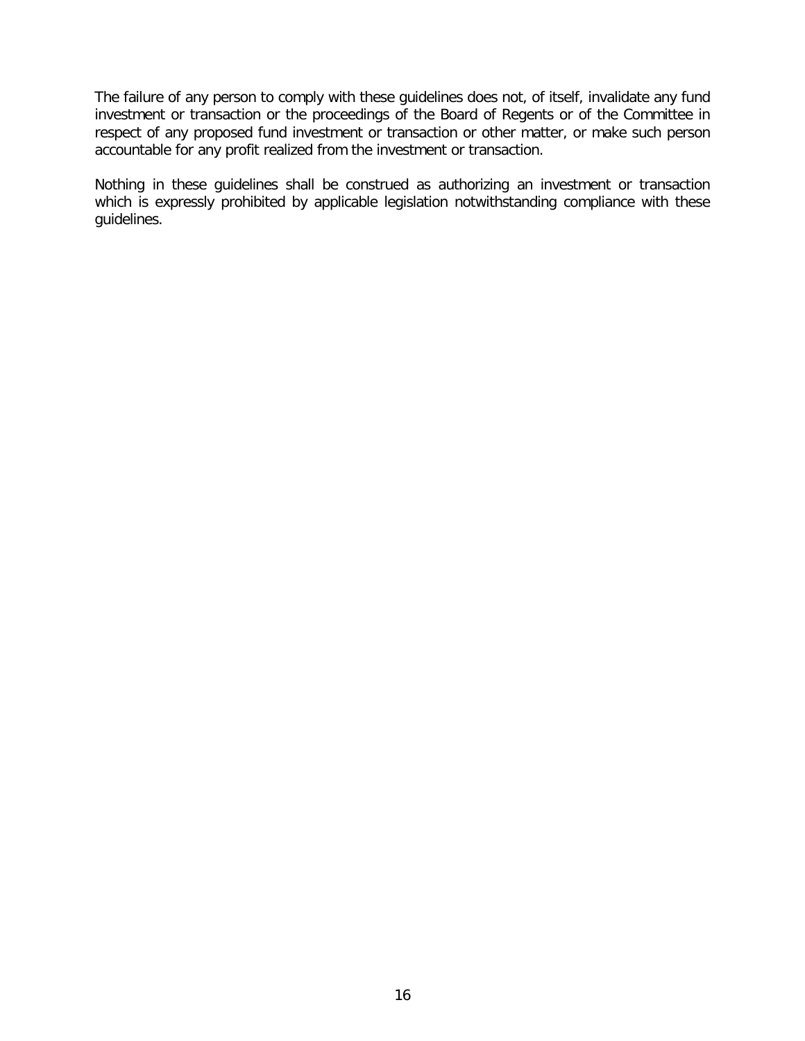The failure of any person to comply with these guidelines does not, of itself, invalidate any fund investment or transaction or the proceedings of the Board of Regents or of the Committee in respect of any proposed fund investment or transaction or other matter, or make such person accountable for any profit realized from the investment or transaction.

Nothing in these guidelines shall be construed as authorizing an investment or transaction which is expressly prohibited by applicable legislation notwithstanding compliance with these guidelines.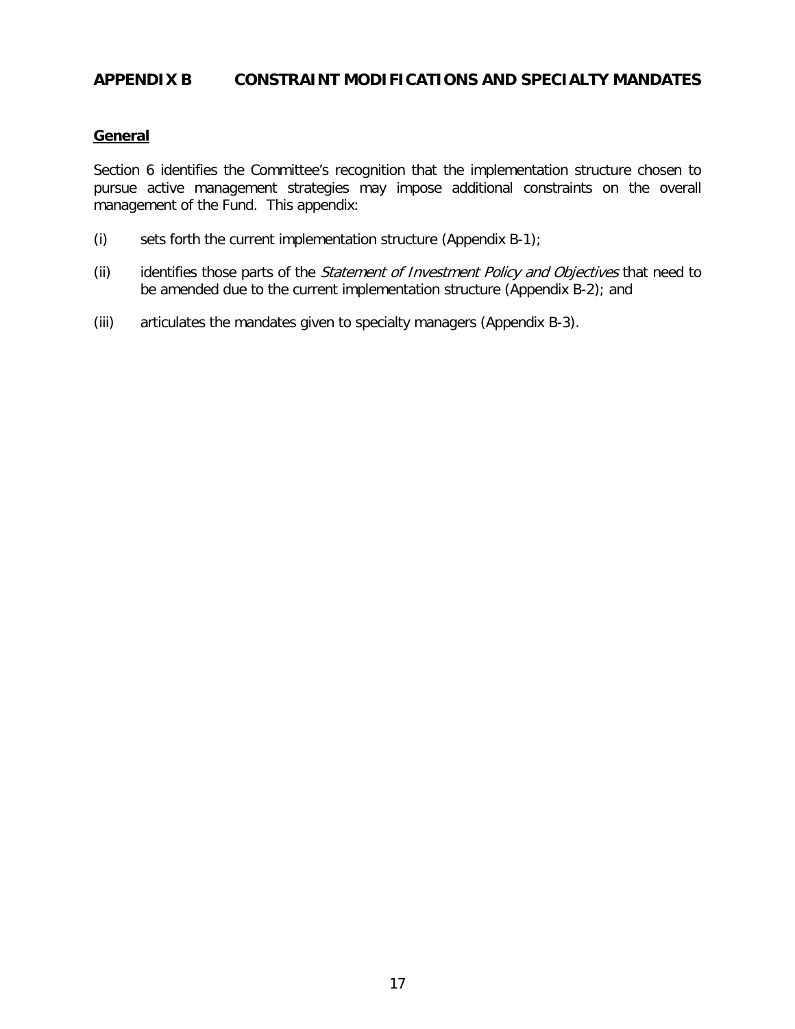# APPENDIX B CONSTRAINT MODIFICATIONS AND SPECIALTY MANDATES

**General**

Section 6 identifies the Committee's recognition that the implementation structure chosen to pursue active management strategies may impose additional constraints on the overall management of the Fund. This appendix:

(i) sets forth the current implementation structure (Appendix B-1);

(ii) identifies those parts of the *Statement of Investment Policy and Objectives* that need to be amended due to the current implementation structure (Appendix B-2); and

(iii) articulates the mandates given to specialty managers (Appendix B-3).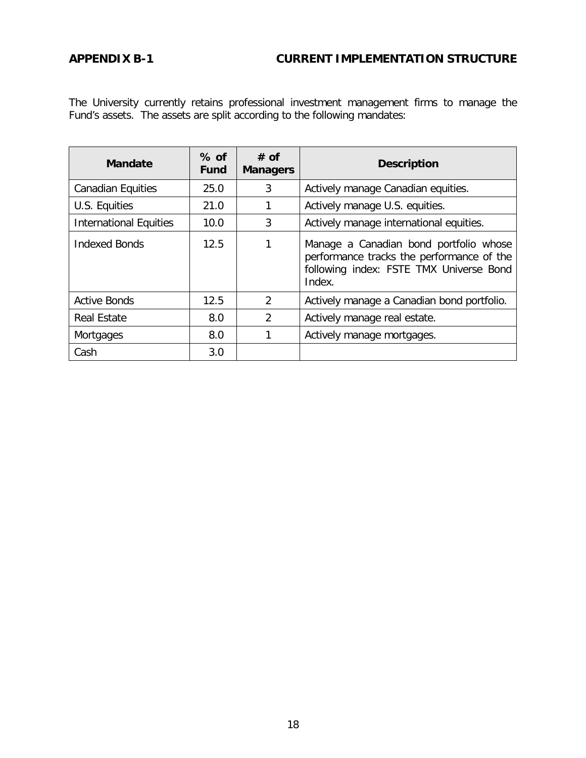## APPENDIX B-1 CURRENT IMPLEMENTATION STRUCTURE

The University currently retains professional investment management firms to manage the Fund's assets. The assets are split according to the following mandates:

| Mandate | % of Fund | # of Managers | Description |
|---|---|---|---|
| Canadian Equities | 25.0 | 3 | Actively manage Canadian equities. |
| U.S. Equities | 21.0 | 1 | Actively manage U.S. equities. |
| International Equities | 10.0 | 3 | Actively manage international equities. |
| Indexed Bonds | 12.5 | 1 | Manage a Canadian bond portfolio whose performance tracks the performance of the following index: FSTE TMX Universe Bond Index. |
| Active Bonds | 12.5 | 2 | Actively manage a Canadian bond portfolio. |
| Real Estate | 8.0 | 2 | Actively manage real estate. |
| Mortgages | 8.0 | 1 | Actively manage mortgages. |
| Cash | 3.0 | | |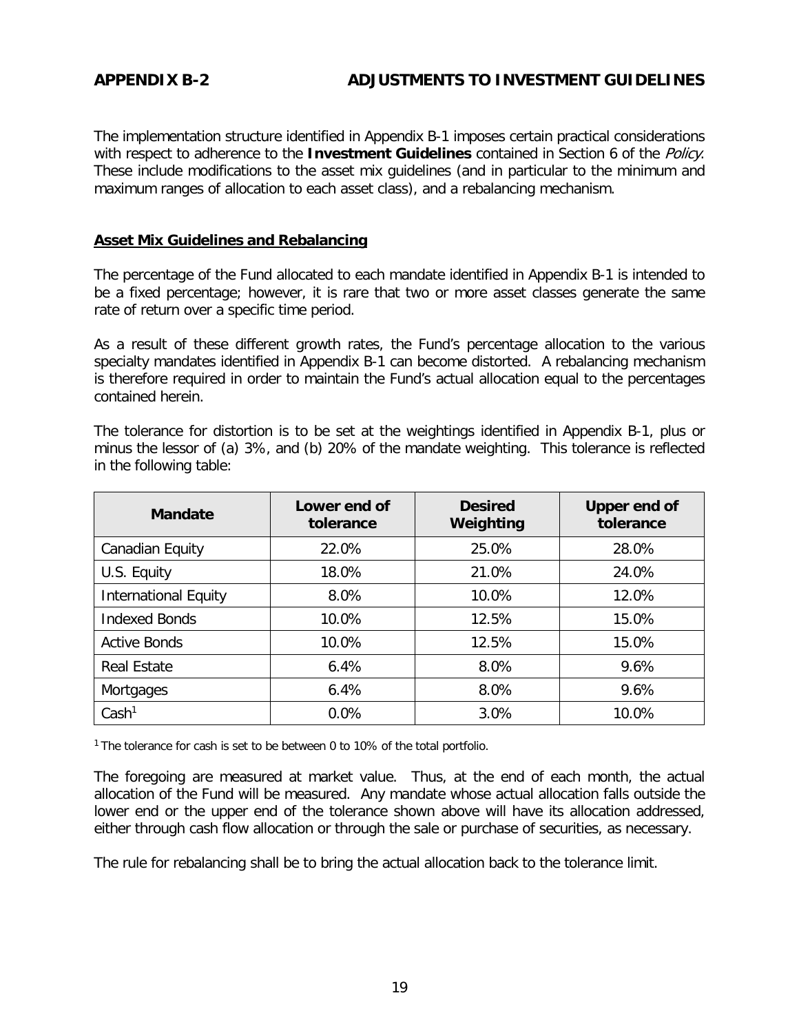## APPENDIX B-2 ADJUSTMENTS TO INVESTMENT GUIDELINES

The implementation structure identified in Appendix B-1 imposes certain practical considerations with respect to adherence to the **Investment Guidelines** contained in Section 6 of the *Policy*. These include modifications to the asset mix guidelines (and in particular to the minimum and maximum ranges of allocation to each asset class), and a rebalancing mechanism.

### Asset Mix Guidelines and Rebalancing

The percentage of the Fund allocated to each mandate identified in Appendix B-1 is intended to be a fixed percentage; however, it is rare that two or more asset classes generate the same rate of return over a specific time period.

As a result of these different growth rates, the Fund's percentage allocation to the various specialty mandates identified in Appendix B-1 can become distorted. A rebalancing mechanism is therefore required in order to maintain the Fund's actual allocation equal to the percentages contained herein.

The tolerance for distortion is to be set at the weightings identified in Appendix B-1, plus or minus the lessor of (a) 3%, and (b) 20% of the mandate weighting. This tolerance is reflected in the following table:

| Mandate | Lower end of tolerance | Desired Weighting | Upper end of tolerance |
|---|---|---|---|
| Canadian Equity | 22.0% | 25.0% | 28.0% |
| U.S. Equity | 18.0% | 21.0% | 24.0% |
| International Equity | 8.0% | 10.0% | 12.0% |
| Indexed Bonds | 10.0% | 12.5% | 15.0% |
| Active Bonds | 10.0% | 12.5% | 15.0% |
| Real Estate | 6.4% | 8.0% | 9.6% |
| Mortgages | 6.4% | 8.0% | 9.6% |
| Cash[1] | 0.0% | 3.0% | 10.0% |

[1] The tolerance for cash is set to be between 0 to 10% of the total portfolio.

The foregoing are measured at market value. Thus, at the end of each month, the actual allocation of the Fund will be measured. Any mandate whose actual allocation falls outside the lower end or the upper end of the tolerance shown above will have its allocation addressed, either through cash flow allocation or through the sale or purchase of securities, as necessary.

The rule for rebalancing shall be to bring the actual allocation back to the tolerance limit.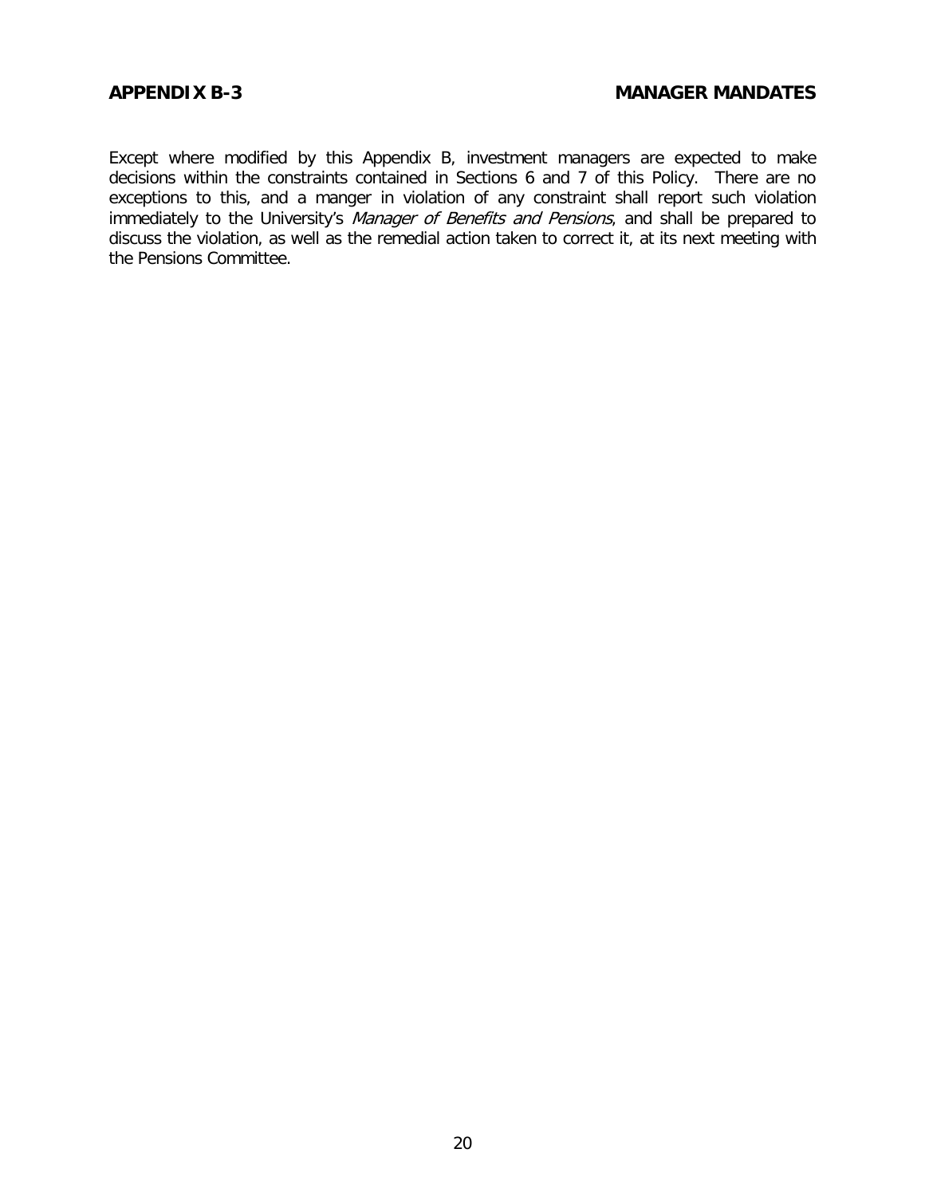## APPENDIX B-3 MANAGER MANDATES

Except where modified by this Appendix B, investment managers are expected to make decisions within the constraints contained in Sections 6 and 7 of this Policy. There are no exceptions to this, and a manger in violation of any constraint shall report such violation immediately to the University's *Manager of Benefits and Pensions*, and shall be prepared to discuss the violation, as well as the remedial action taken to correct it, at its next meeting with the Pensions Committee.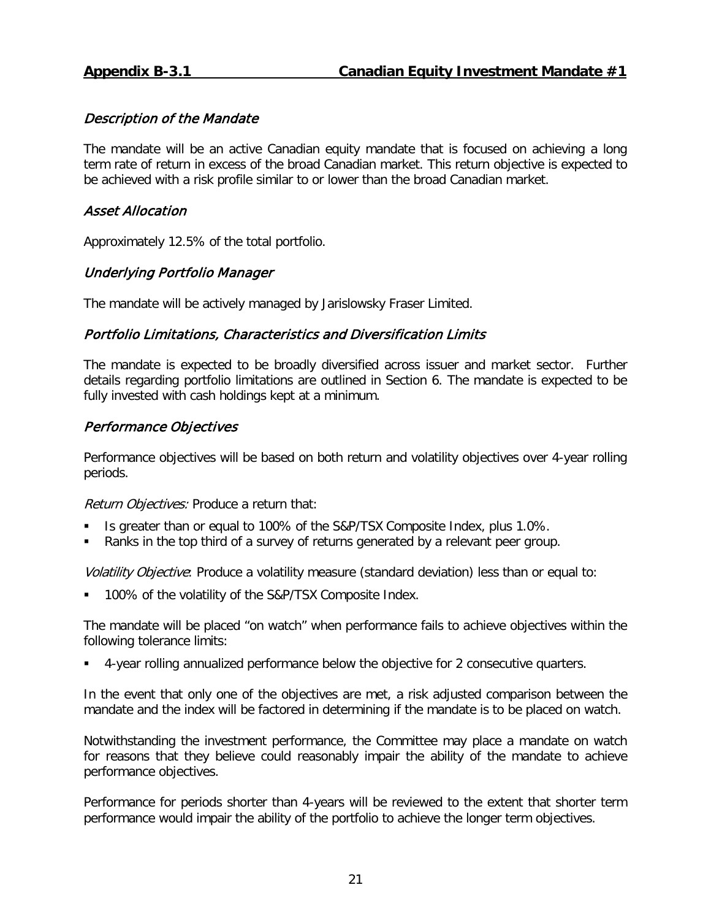## Appendix B-3.1 Canadian Equity Investment Mandate #1

### *Description of the Mandate*

The mandate will be an active Canadian equity mandate that is focused on achieving a long term rate of return in excess of the broad Canadian market. This return objective is expected to be achieved with a risk profile similar to or lower than the broad Canadian market.

### *Asset Allocation*

Approximately 12.5% of the total portfolio.

### *Underlying Portfolio Manager*

The mandate will be actively managed by Jarislowsky Fraser Limited.

### *Portfolio Limitations, Characteristics and Diversification Limits*

The mandate is expected to be broadly diversified across issuer and market sector. Further details regarding portfolio limitations are outlined in Section 6. The mandate is expected to be fully invested with cash holdings kept at a minimum.

### *Performance Objectives*

Performance objectives will be based on both return and volatility objectives over 4-year rolling periods.

*Return Objectives:* Produce a return that:

- Is greater than or equal to 100% of the S&P/TSX Composite Index, plus 1.0%.
- Ranks in the top third of a survey of returns generated by a relevant peer group.

*Volatility Objective*: Produce a volatility measure (standard deviation) less than or equal to:

- 100% of the volatility of the S&P/TSX Composite Index.

The mandate will be placed "on watch" when performance fails to achieve objectives within the following tolerance limits:

- 4-year rolling annualized performance below the objective for 2 consecutive quarters.

In the event that only one of the objectives are met, a risk adjusted comparison between the mandate and the index will be factored in determining if the mandate is to be placed on watch.

Notwithstanding the investment performance, the Committee may place a mandate on watch for reasons that they believe could reasonably impair the ability of the mandate to achieve performance objectives.

Performance for periods shorter than 4-years will be reviewed to the extent that shorter term performance would impair the ability of the portfolio to achieve the longer term objectives.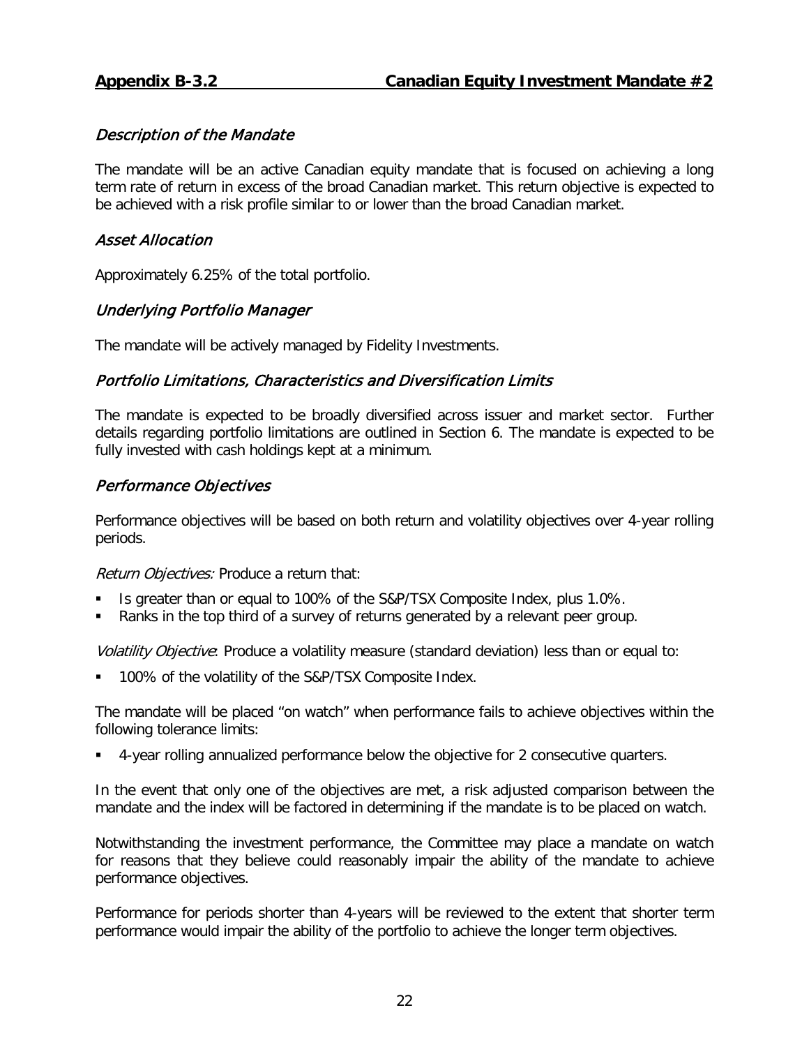## Appendix B-3.2 Canadian Equity Investment Mandate #2

### *Description of the Mandate*

The mandate will be an active Canadian equity mandate that is focused on achieving a long term rate of return in excess of the broad Canadian market. This return objective is expected to be achieved with a risk profile similar to or lower than the broad Canadian market.

### *Asset Allocation*

Approximately 6.25% of the total portfolio.

### *Underlying Portfolio Manager*

The mandate will be actively managed by Fidelity Investments.

### *Portfolio Limitations, Characteristics and Diversification Limits*

The mandate is expected to be broadly diversified across issuer and market sector. Further details regarding portfolio limitations are outlined in Section 6. The mandate is expected to be fully invested with cash holdings kept at a minimum.

### *Performance Objectives*

Performance objectives will be based on both return and volatility objectives over 4-year rolling periods.

*Return Objectives:* Produce a return that:

- Is greater than or equal to 100% of the S&P/TSX Composite Index, plus 1.0%.
- Ranks in the top third of a survey of returns generated by a relevant peer group.

*Volatility Objective*: Produce a volatility measure (standard deviation) less than or equal to:

- 100% of the volatility of the S&P/TSX Composite Index.

The mandate will be placed "on watch" when performance fails to achieve objectives within the following tolerance limits:

- 4-year rolling annualized performance below the objective for 2 consecutive quarters.

In the event that only one of the objectives are met, a risk adjusted comparison between the mandate and the index will be factored in determining if the mandate is to be placed on watch.

Notwithstanding the investment performance, the Committee may place a mandate on watch for reasons that they believe could reasonably impair the ability of the mandate to achieve performance objectives.

Performance for periods shorter than 4-years will be reviewed to the extent that shorter term performance would impair the ability of the portfolio to achieve the longer term objectives.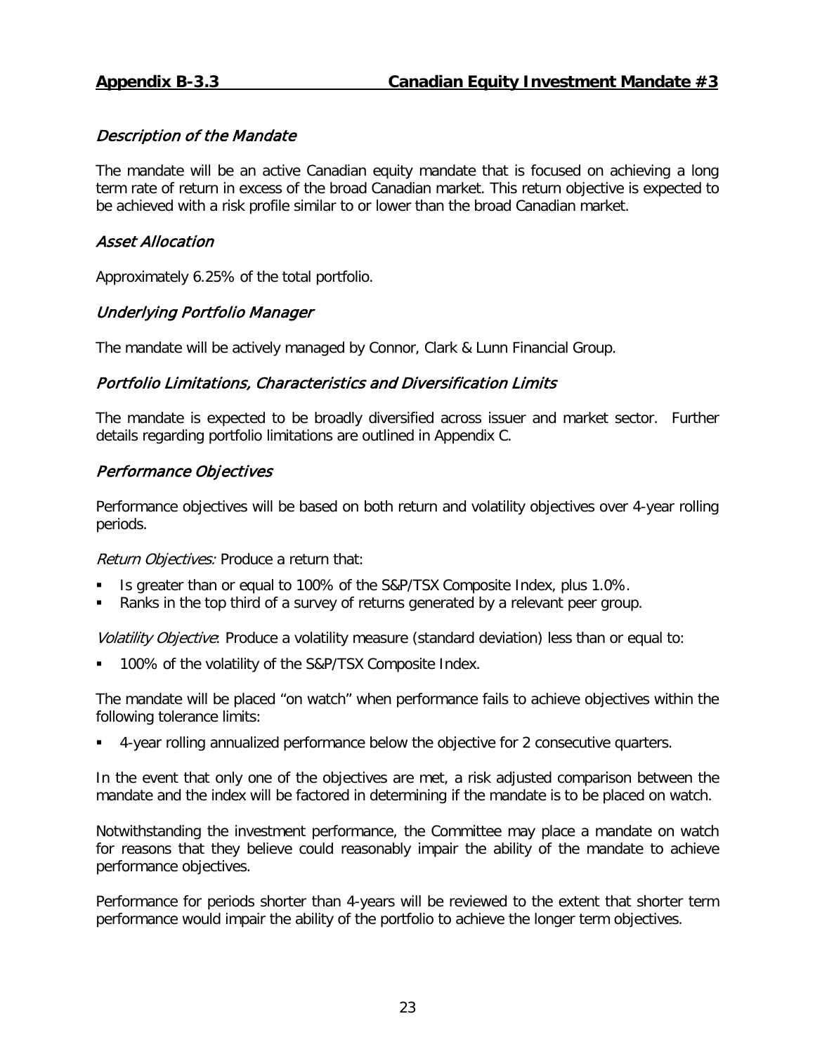## **Appendix B-3.3 Canadian Equity Investment Mandate #3**

### *Description of the Mandate*

The mandate will be an active Canadian equity mandate that is focused on achieving a long term rate of return in excess of the broad Canadian market. This return objective is expected to be achieved with a risk profile similar to or lower than the broad Canadian market.

### *Asset Allocation*

Approximately 6.25% of the total portfolio.

### *Underlying Portfolio Manager*

The mandate will be actively managed by Connor, Clark & Lunn Financial Group.

### *Portfolio Limitations, Characteristics and Diversification Limits*

The mandate is expected to be broadly diversified across issuer and market sector. Further details regarding portfolio limitations are outlined in Appendix C.

### *Performance Objectives*

Performance objectives will be based on both return and volatility objectives over 4-year rolling periods.

*Return Objectives:* Produce a return that:

- Is greater than or equal to 100% of the S&P/TSX Composite Index, plus 1.0%.
- Ranks in the top third of a survey of returns generated by a relevant peer group.

*Volatility Objective*: Produce a volatility measure (standard deviation) less than or equal to:

- 100% of the volatility of the S&P/TSX Composite Index.

The mandate will be placed "on watch" when performance fails to achieve objectives within the following tolerance limits:

- 4-year rolling annualized performance below the objective for 2 consecutive quarters.

In the event that only one of the objectives are met, a risk adjusted comparison between the mandate and the index will be factored in determining if the mandate is to be placed on watch.

Notwithstanding the investment performance, the Committee may place a mandate on watch for reasons that they believe could reasonably impair the ability of the mandate to achieve performance objectives.

Performance for periods shorter than 4-years will be reviewed to the extent that shorter term performance would impair the ability of the portfolio to achieve the longer term objectives.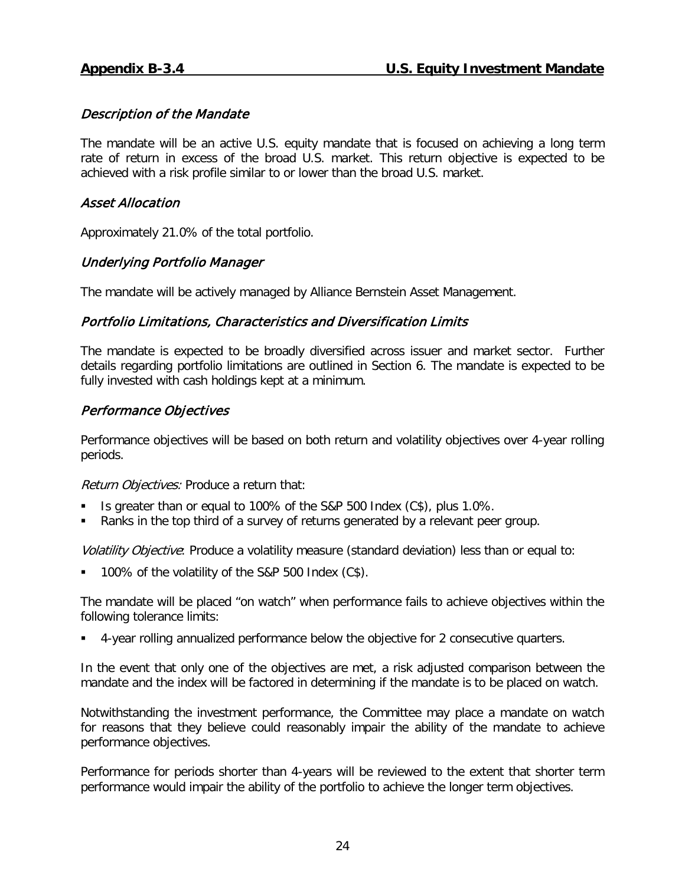**Appendix B-3.4 U.S. Equity Investment Mandate**

### *Description of the Mandate*

The mandate will be an active U.S. equity mandate that is focused on achieving a long term rate of return in excess of the broad U.S. market. This return objective is expected to be achieved with a risk profile similar to or lower than the broad U.S. market.

### *Asset Allocation*

Approximately 21.0% of the total portfolio.

### *Underlying Portfolio Manager*

The mandate will be actively managed by Alliance Bernstein Asset Management.

### *Portfolio Limitations, Characteristics and Diversification Limits*

The mandate is expected to be broadly diversified across issuer and market sector. Further details regarding portfolio limitations are outlined in Section 6. The mandate is expected to be fully invested with cash holdings kept at a minimum.

### *Performance Objectives*

Performance objectives will be based on both return and volatility objectives over 4-year rolling periods.

*Return Objectives:* Produce a return that:

- Is greater than or equal to 100% of the S&P 500 Index (C$), plus 1.0%.
- Ranks in the top third of a survey of returns generated by a relevant peer group.

*Volatility Objective*: Produce a volatility measure (standard deviation) less than or equal to:

- 100% of the volatility of the S&P 500 Index (C$).

The mandate will be placed "on watch" when performance fails to achieve objectives within the following tolerance limits:

- 4-year rolling annualized performance below the objective for 2 consecutive quarters.

In the event that only one of the objectives are met, a risk adjusted comparison between the mandate and the index will be factored in determining if the mandate is to be placed on watch.

Notwithstanding the investment performance, the Committee may place a mandate on watch for reasons that they believe could reasonably impair the ability of the mandate to achieve performance objectives.

Performance for periods shorter than 4-years will be reviewed to the extent that shorter term performance would impair the ability of the portfolio to achieve the longer term objectives.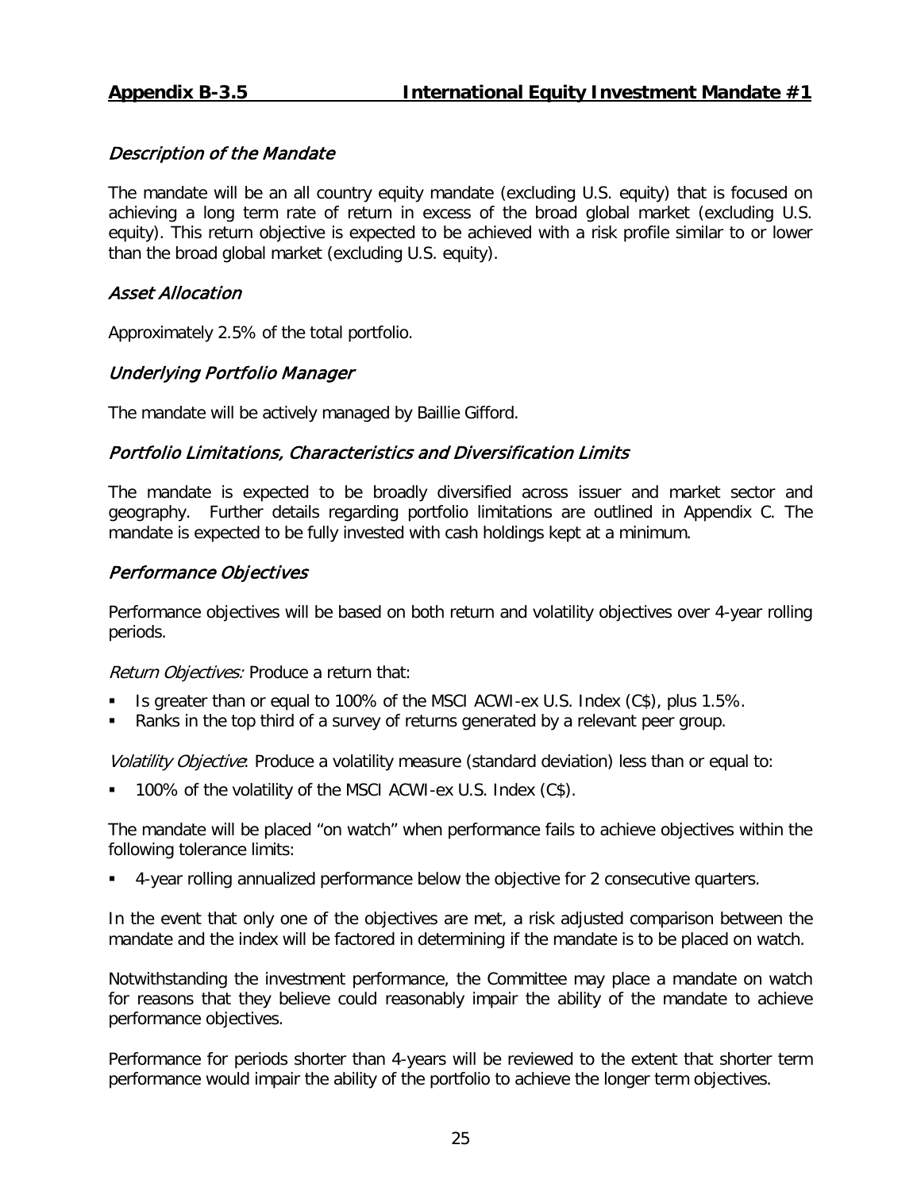## Appendix B-3.5 International Equity Investment Mandate #1

### *Description of the Mandate*

The mandate will be an all country equity mandate (excluding U.S. equity) that is focused on achieving a long term rate of return in excess of the broad global market (excluding U.S. equity). This return objective is expected to be achieved with a risk profile similar to or lower than the broad global market (excluding U.S. equity).

### *Asset Allocation*

Approximately 2.5% of the total portfolio.

### *Underlying Portfolio Manager*

The mandate will be actively managed by Baillie Gifford.

### *Portfolio Limitations, Characteristics and Diversification Limits*

The mandate is expected to be broadly diversified across issuer and market sector and geography. Further details regarding portfolio limitations are outlined in Appendix C. The mandate is expected to be fully invested with cash holdings kept at a minimum.

### *Performance Objectives*

Performance objectives will be based on both return and volatility objectives over 4-year rolling periods.

*Return Objectives:* Produce a return that:

- Is greater than or equal to 100% of the MSCI ACWI-ex U.S. Index (C$), plus 1.5%.
- Ranks in the top third of a survey of returns generated by a relevant peer group.

*Volatility Objective*: Produce a volatility measure (standard deviation) less than or equal to:

- 100% of the volatility of the MSCI ACWI-ex U.S. Index (C$).

The mandate will be placed "on watch" when performance fails to achieve objectives within the following tolerance limits:

- 4-year rolling annualized performance below the objective for 2 consecutive quarters.

In the event that only one of the objectives are met, a risk adjusted comparison between the mandate and the index will be factored in determining if the mandate is to be placed on watch.

Notwithstanding the investment performance, the Committee may place a mandate on watch for reasons that they believe could reasonably impair the ability of the mandate to achieve performance objectives.

Performance for periods shorter than 4-years will be reviewed to the extent that shorter term performance would impair the ability of the portfolio to achieve the longer term objectives.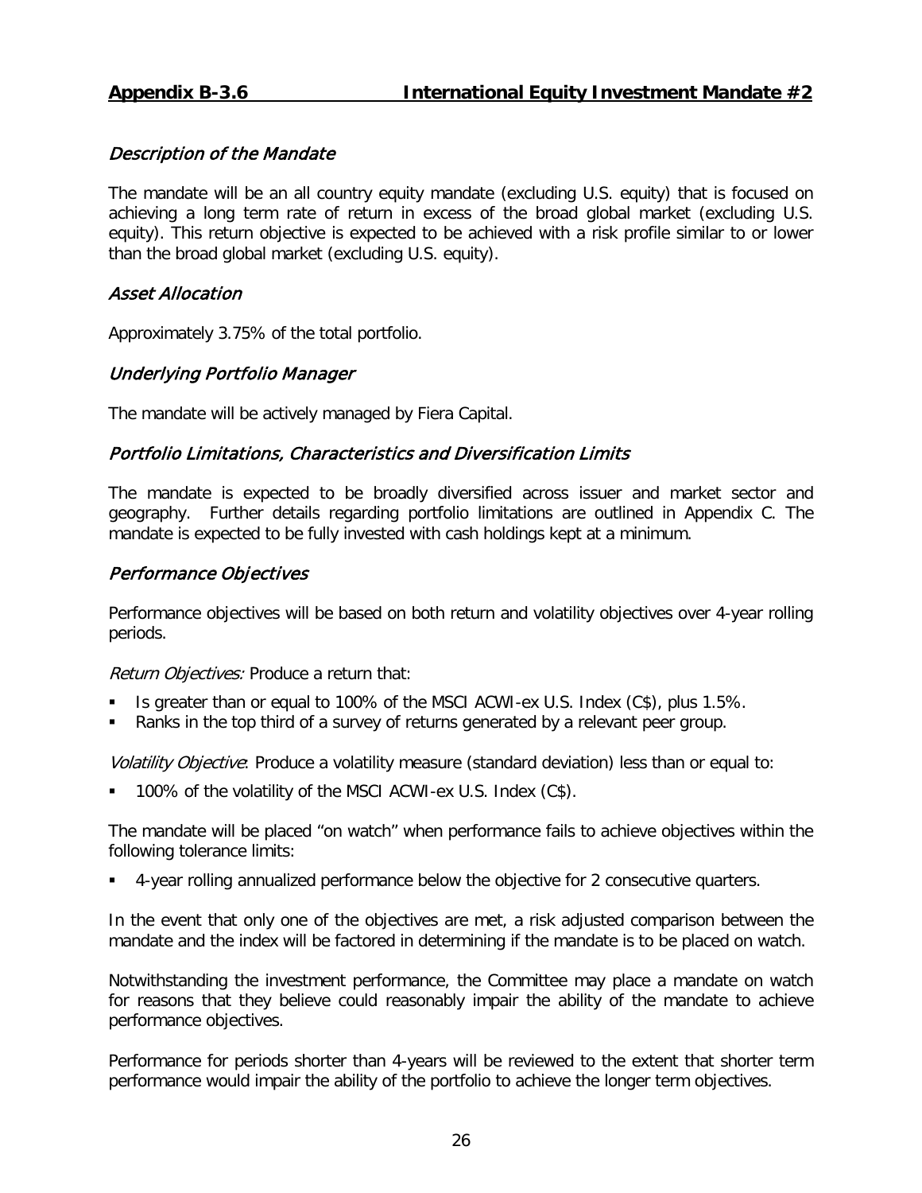## Appendix B-3.6 International Equity Investment Mandate #2

### *Description of the Mandate*

The mandate will be an all country equity mandate (excluding U.S. equity) that is focused on achieving a long term rate of return in excess of the broad global market (excluding U.S. equity). This return objective is expected to be achieved with a risk profile similar to or lower than the broad global market (excluding U.S. equity).

### *Asset Allocation*

Approximately 3.75% of the total portfolio.

### *Underlying Portfolio Manager*

The mandate will be actively managed by Fiera Capital.

### *Portfolio Limitations, Characteristics and Diversification Limits*

The mandate is expected to be broadly diversified across issuer and market sector and geography. Further details regarding portfolio limitations are outlined in Appendix C. The mandate is expected to be fully invested with cash holdings kept at a minimum.

### *Performance Objectives*

Performance objectives will be based on both return and volatility objectives over 4-year rolling periods.

*Return Objectives:* Produce a return that:

- Is greater than or equal to 100% of the MSCI ACWI-ex U.S. Index (C$), plus 1.5%.
- Ranks in the top third of a survey of returns generated by a relevant peer group.

*Volatility Objective*: Produce a volatility measure (standard deviation) less than or equal to:

- 100% of the volatility of the MSCI ACWI-ex U.S. Index (C$).

The mandate will be placed "on watch" when performance fails to achieve objectives within the following tolerance limits:

- 4-year rolling annualized performance below the objective for 2 consecutive quarters.

In the event that only one of the objectives are met, a risk adjusted comparison between the mandate and the index will be factored in determining if the mandate is to be placed on watch.

Notwithstanding the investment performance, the Committee may place a mandate on watch for reasons that they believe could reasonably impair the ability of the mandate to achieve performance objectives.

Performance for periods shorter than 4-years will be reviewed to the extent that shorter term performance would impair the ability of the portfolio to achieve the longer term objectives.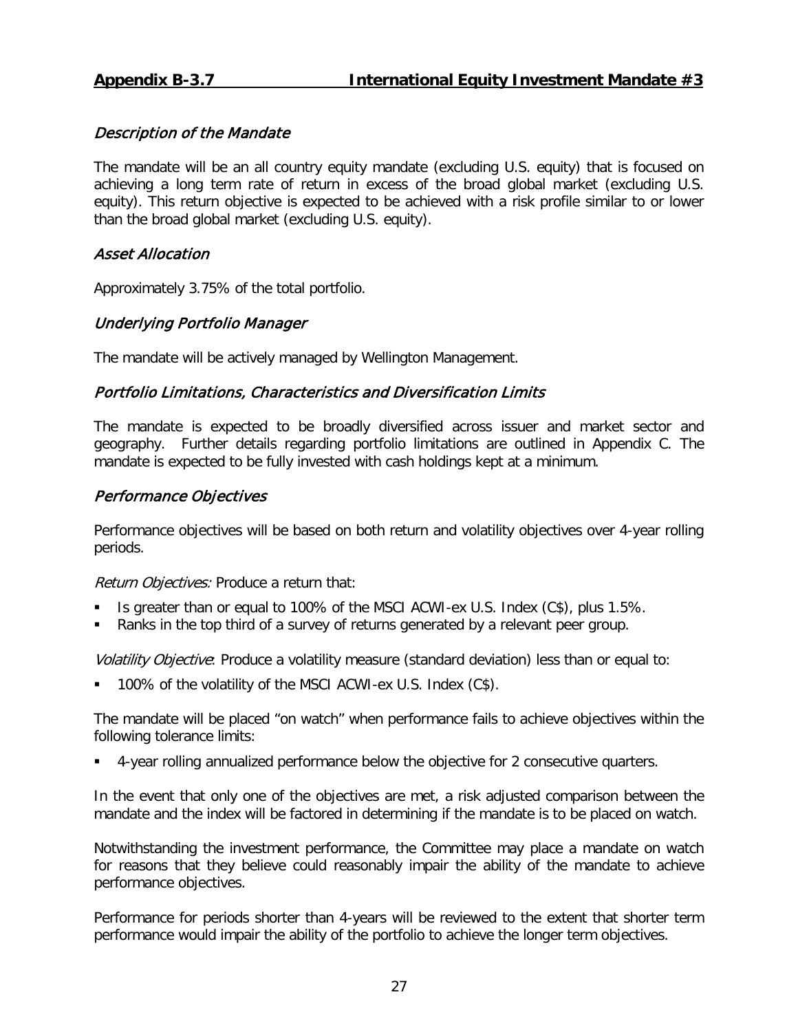## **Appendix B-3.7** **International Equity Investment Mandate #3**

### *Description of the Mandate*

The mandate will be an all country equity mandate (excluding U.S. equity) that is focused on achieving a long term rate of return in excess of the broad global market (excluding U.S. equity). This return objective is expected to be achieved with a risk profile similar to or lower than the broad global market (excluding U.S. equity).

### *Asset Allocation*

Approximately 3.75% of the total portfolio.

### *Underlying Portfolio Manager*

The mandate will be actively managed by Wellington Management.

### *Portfolio Limitations, Characteristics and Diversification Limits*

The mandate is expected to be broadly diversified across issuer and market sector and geography. Further details regarding portfolio limitations are outlined in Appendix C. The mandate is expected to be fully invested with cash holdings kept at a minimum.

### *Performance Objectives*

Performance objectives will be based on both return and volatility objectives over 4-year rolling periods.

*Return Objectives:* Produce a return that:

- Is greater than or equal to 100% of the MSCI ACWI-ex U.S. Index (C$), plus 1.5%.
- Ranks in the top third of a survey of returns generated by a relevant peer group.

*Volatility Objective*: Produce a volatility measure (standard deviation) less than or equal to:

- 100% of the volatility of the MSCI ACWI-ex U.S. Index (C$).

The mandate will be placed "on watch" when performance fails to achieve objectives within the following tolerance limits:

- 4-year rolling annualized performance below the objective for 2 consecutive quarters.

In the event that only one of the objectives are met, a risk adjusted comparison between the mandate and the index will be factored in determining if the mandate is to be placed on watch.

Notwithstanding the investment performance, the Committee may place a mandate on watch for reasons that they believe could reasonably impair the ability of the mandate to achieve performance objectives.

Performance for periods shorter than 4-years will be reviewed to the extent that shorter term performance would impair the ability of the portfolio to achieve the longer term objectives.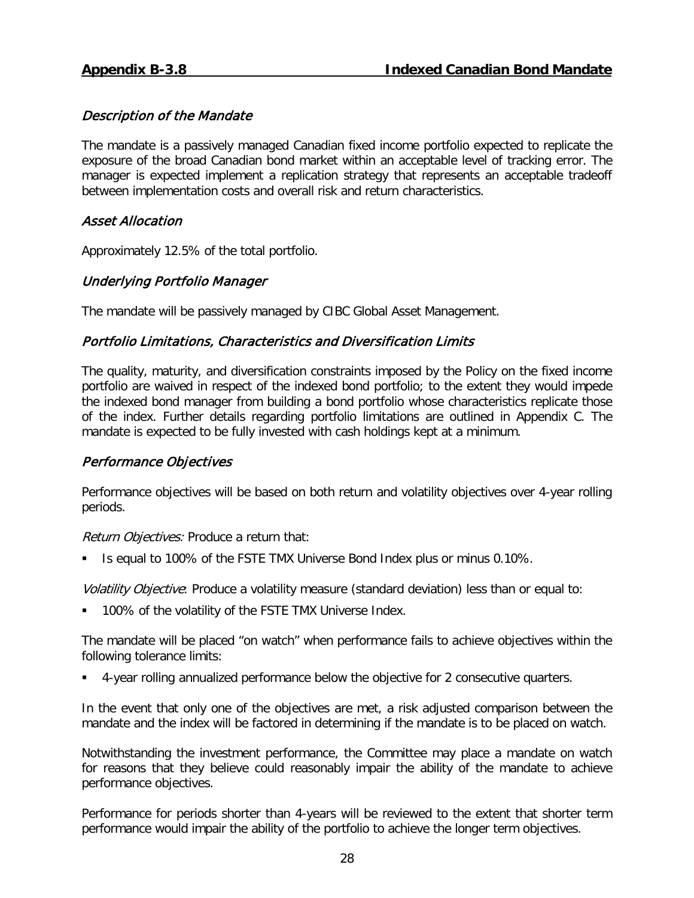## Appendix B-3.8 Indexed Canadian Bond Mandate

### *Description of the Mandate*

The mandate is a passively managed Canadian fixed income portfolio expected to replicate the exposure of the broad Canadian bond market within an acceptable level of tracking error. The manager is expected implement a replication strategy that represents an acceptable tradeoff between implementation costs and overall risk and return characteristics.

### *Asset Allocation*

Approximately 12.5% of the total portfolio.

### *Underlying Portfolio Manager*

The mandate will be passively managed by CIBC Global Asset Management.

### *Portfolio Limitations, Characteristics and Diversification Limits*

The quality, maturity, and diversification constraints imposed by the Policy on the fixed income portfolio are waived in respect of the indexed bond portfolio; to the extent they would impede the indexed bond manager from building a bond portfolio whose characteristics replicate those of the index. Further details regarding portfolio limitations are outlined in Appendix C. The mandate is expected to be fully invested with cash holdings kept at a minimum.

### *Performance Objectives*

Performance objectives will be based on both return and volatility objectives over 4-year rolling periods.

*Return Objectives:* Produce a return that:

- Is equal to 100% of the FSTE TMX Universe Bond Index plus or minus 0.10%.

*Volatility Objective*: Produce a volatility measure (standard deviation) less than or equal to:

- 100% of the volatility of the FSTE TMX Universe Index.

The mandate will be placed "on watch" when performance fails to achieve objectives within the following tolerance limits:

- 4-year rolling annualized performance below the objective for 2 consecutive quarters.

In the event that only one of the objectives are met, a risk adjusted comparison between the mandate and the index will be factored in determining if the mandate is to be placed on watch.

Notwithstanding the investment performance, the Committee may place a mandate on watch for reasons that they believe could reasonably impair the ability of the mandate to achieve performance objectives.

Performance for periods shorter than 4-years will be reviewed to the extent that shorter term performance would impair the ability of the portfolio to achieve the longer term objectives.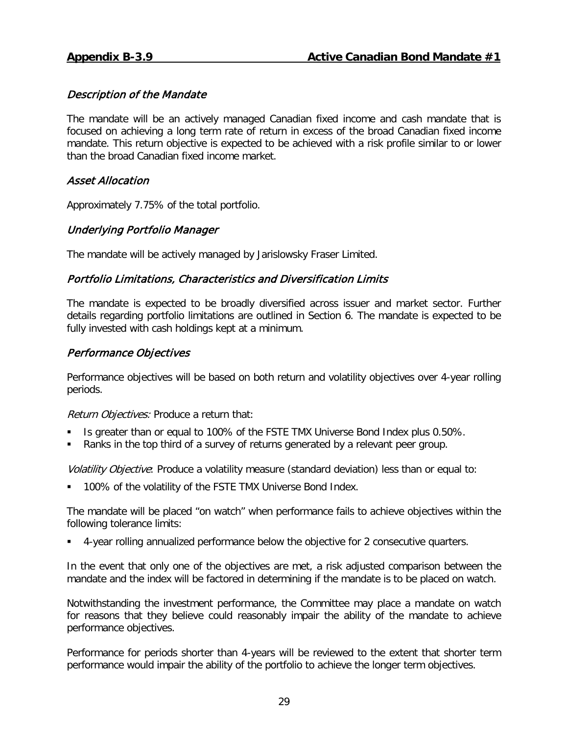## Appendix B-3.9 Active Canadian Bond Mandate #1

### *Description of the Mandate*

The mandate will be an actively managed Canadian fixed income and cash mandate that is focused on achieving a long term rate of return in excess of the broad Canadian fixed income mandate. This return objective is expected to be achieved with a risk profile similar to or lower than the broad Canadian fixed income market.

### *Asset Allocation*

Approximately 7.75% of the total portfolio.

### *Underlying Portfolio Manager*

The mandate will be actively managed by Jarislowsky Fraser Limited.

### *Portfolio Limitations, Characteristics and Diversification Limits*

The mandate is expected to be broadly diversified across issuer and market sector. Further details regarding portfolio limitations are outlined in Section 6. The mandate is expected to be fully invested with cash holdings kept at a minimum.

### *Performance Objectives*

Performance objectives will be based on both return and volatility objectives over 4-year rolling periods.

*Return Objectives:* Produce a return that:

- Is greater than or equal to 100% of the FSTE TMX Universe Bond Index plus 0.50%.
- Ranks in the top third of a survey of returns generated by a relevant peer group.

*Volatility Objective*: Produce a volatility measure (standard deviation) less than or equal to:

- 100% of the volatility of the FSTE TMX Universe Bond Index.

The mandate will be placed "on watch" when performance fails to achieve objectives within the following tolerance limits:

- 4-year rolling annualized performance below the objective for 2 consecutive quarters.

In the event that only one of the objectives are met, a risk adjusted comparison between the mandate and the index will be factored in determining if the mandate is to be placed on watch.

Notwithstanding the investment performance, the Committee may place a mandate on watch for reasons that they believe could reasonably impair the ability of the mandate to achieve performance objectives.

Performance for periods shorter than 4-years will be reviewed to the extent that shorter term performance would impair the ability of the portfolio to achieve the longer term objectives.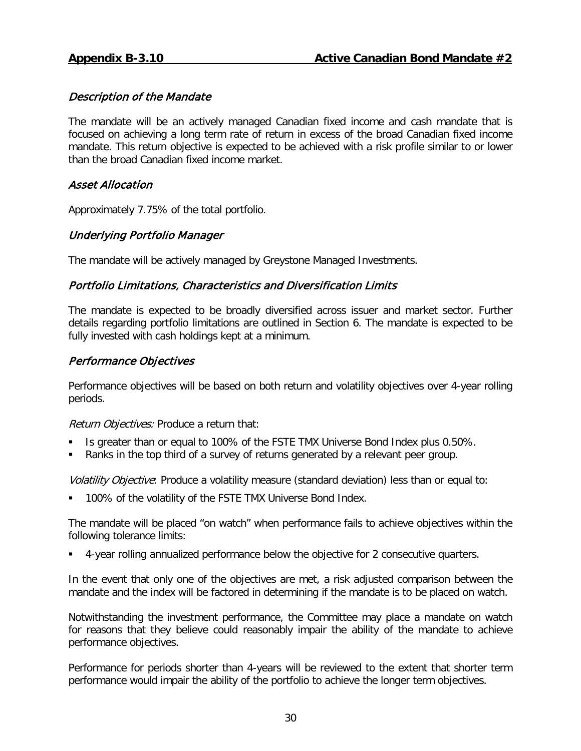**Appendix B-3.10 Active Canadian Bond Mandate #2**

### *Description of the Mandate*

The mandate will be an actively managed Canadian fixed income and cash mandate that is focused on achieving a long term rate of return in excess of the broad Canadian fixed income mandate. This return objective is expected to be achieved with a risk profile similar to or lower than the broad Canadian fixed income market.

### *Asset Allocation*

Approximately 7.75% of the total portfolio.

### *Underlying Portfolio Manager*

The mandate will be actively managed by Greystone Managed Investments.

### *Portfolio Limitations, Characteristics and Diversification Limits*

The mandate is expected to be broadly diversified across issuer and market sector. Further details regarding portfolio limitations are outlined in Section 6. The mandate is expected to be fully invested with cash holdings kept at a minimum.

### *Performance Objectives*

Performance objectives will be based on both return and volatility objectives over 4-year rolling periods.

*Return Objectives:* Produce a return that:

- Is greater than or equal to 100% of the FSTE TMX Universe Bond Index plus 0.50%.
- Ranks in the top third of a survey of returns generated by a relevant peer group.

*Volatility Objective*: Produce a volatility measure (standard deviation) less than or equal to:

- 100% of the volatility of the FSTE TMX Universe Bond Index.

The mandate will be placed "on watch" when performance fails to achieve objectives within the following tolerance limits:

- 4-year rolling annualized performance below the objective for 2 consecutive quarters.

In the event that only one of the objectives are met, a risk adjusted comparison between the mandate and the index will be factored in determining if the mandate is to be placed on watch.

Notwithstanding the investment performance, the Committee may place a mandate on watch for reasons that they believe could reasonably impair the ability of the mandate to achieve performance objectives.

Performance for periods shorter than 4-years will be reviewed to the extent that shorter term performance would impair the ability of the portfolio to achieve the longer term objectives.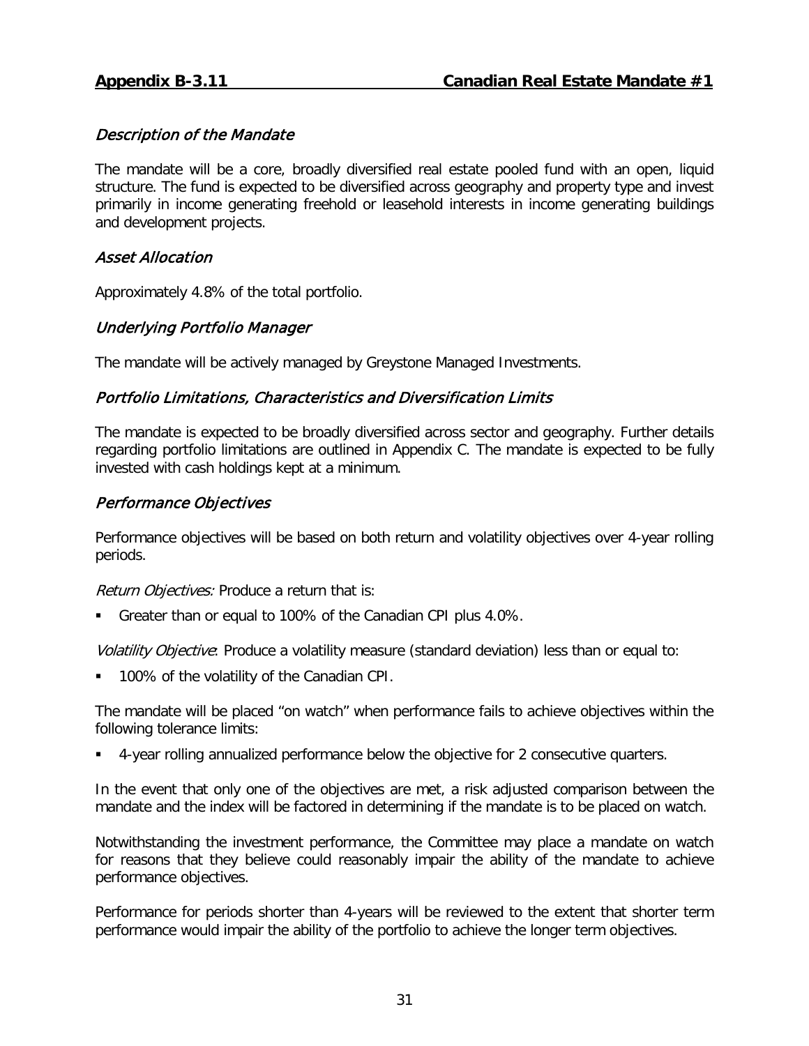## Appendix B-3.11 Canadian Real Estate Mandate #1

### *Description of the Mandate*

The mandate will be a core, broadly diversified real estate pooled fund with an open, liquid structure. The fund is expected to be diversified across geography and property type and invest primarily in income generating freehold or leasehold interests in income generating buildings and development projects.

### *Asset Allocation*

Approximately 4.8% of the total portfolio.

### *Underlying Portfolio Manager*

The mandate will be actively managed by Greystone Managed Investments.

### *Portfolio Limitations, Characteristics and Diversification Limits*

The mandate is expected to be broadly diversified across sector and geography. Further details regarding portfolio limitations are outlined in Appendix C. The mandate is expected to be fully invested with cash holdings kept at a minimum.

### *Performance Objectives*

Performance objectives will be based on both return and volatility objectives over 4-year rolling periods.

*Return Objectives:* Produce a return that is:

- Greater than or equal to 100% of the Canadian CPI plus 4.0%.

*Volatility Objective*: Produce a volatility measure (standard deviation) less than or equal to:

- 100% of the volatility of the Canadian CPI.

The mandate will be placed "on watch" when performance fails to achieve objectives within the following tolerance limits:

- 4-year rolling annualized performance below the objective for 2 consecutive quarters.

In the event that only one of the objectives are met, a risk adjusted comparison between the mandate and the index will be factored in determining if the mandate is to be placed on watch.

Notwithstanding the investment performance, the Committee may place a mandate on watch for reasons that they believe could reasonably impair the ability of the mandate to achieve performance objectives.

Performance for periods shorter than 4-years will be reviewed to the extent that shorter term performance would impair the ability of the portfolio to achieve the longer term objectives.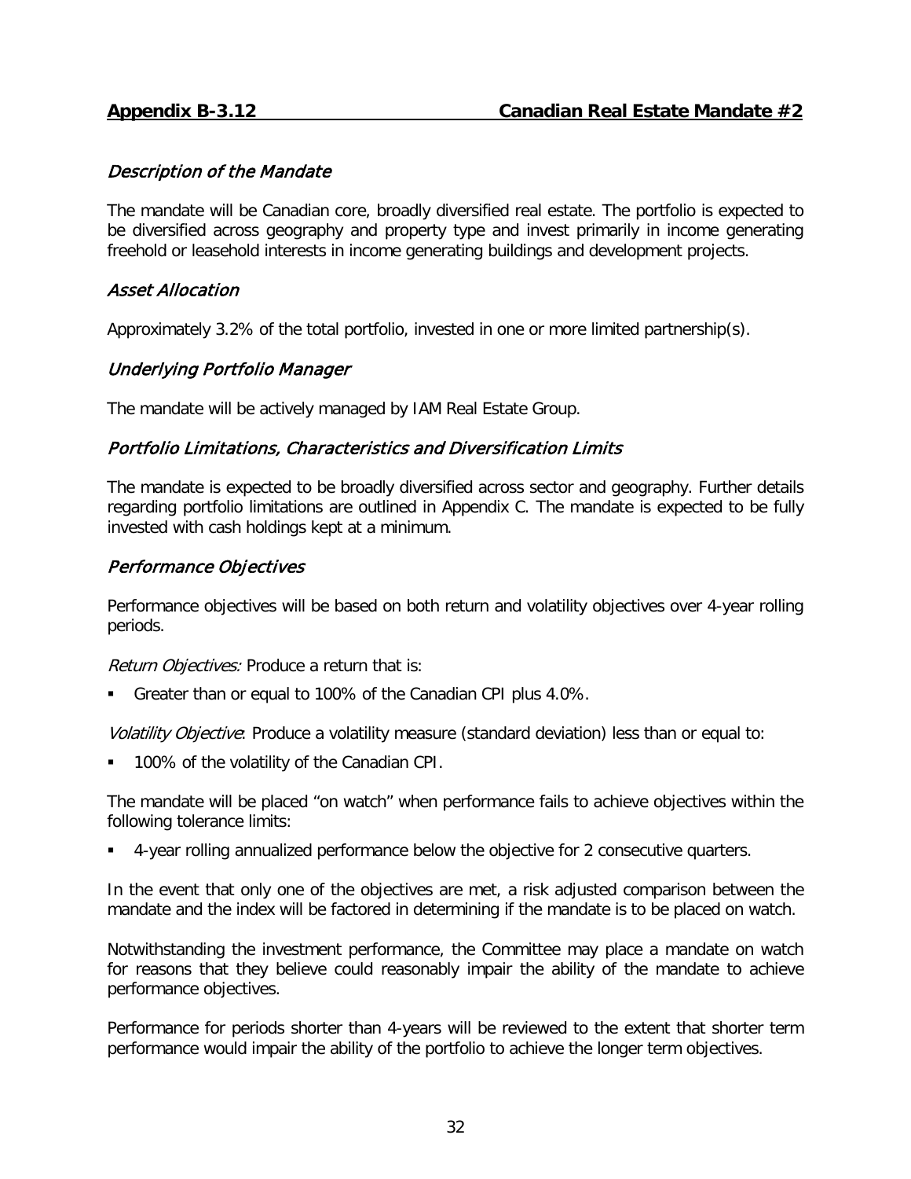## Appendix B-3.12 Canadian Real Estate Mandate #2

### *Description of the Mandate*

The mandate will be Canadian core, broadly diversified real estate. The portfolio is expected to be diversified across geography and property type and invest primarily in income generating freehold or leasehold interests in income generating buildings and development projects.

### *Asset Allocation*

Approximately 3.2% of the total portfolio, invested in one or more limited partnership(s).

### *Underlying Portfolio Manager*

The mandate will be actively managed by IAM Real Estate Group.

### *Portfolio Limitations, Characteristics and Diversification Limits*

The mandate is expected to be broadly diversified across sector and geography. Further details regarding portfolio limitations are outlined in Appendix C. The mandate is expected to be fully invested with cash holdings kept at a minimum.

### *Performance Objectives*

Performance objectives will be based on both return and volatility objectives over 4-year rolling periods.

*Return Objectives:* Produce a return that is:

- Greater than or equal to 100% of the Canadian CPI plus 4.0%.

*Volatility Objective*: Produce a volatility measure (standard deviation) less than or equal to:

- 100% of the volatility of the Canadian CPI.

The mandate will be placed "on watch" when performance fails to achieve objectives within the following tolerance limits:

- 4-year rolling annualized performance below the objective for 2 consecutive quarters.

In the event that only one of the objectives are met, a risk adjusted comparison between the mandate and the index will be factored in determining if the mandate is to be placed on watch.

Notwithstanding the investment performance, the Committee may place a mandate on watch for reasons that they believe could reasonably impair the ability of the mandate to achieve performance objectives.

Performance for periods shorter than 4-years will be reviewed to the extent that shorter term performance would impair the ability of the portfolio to achieve the longer term objectives.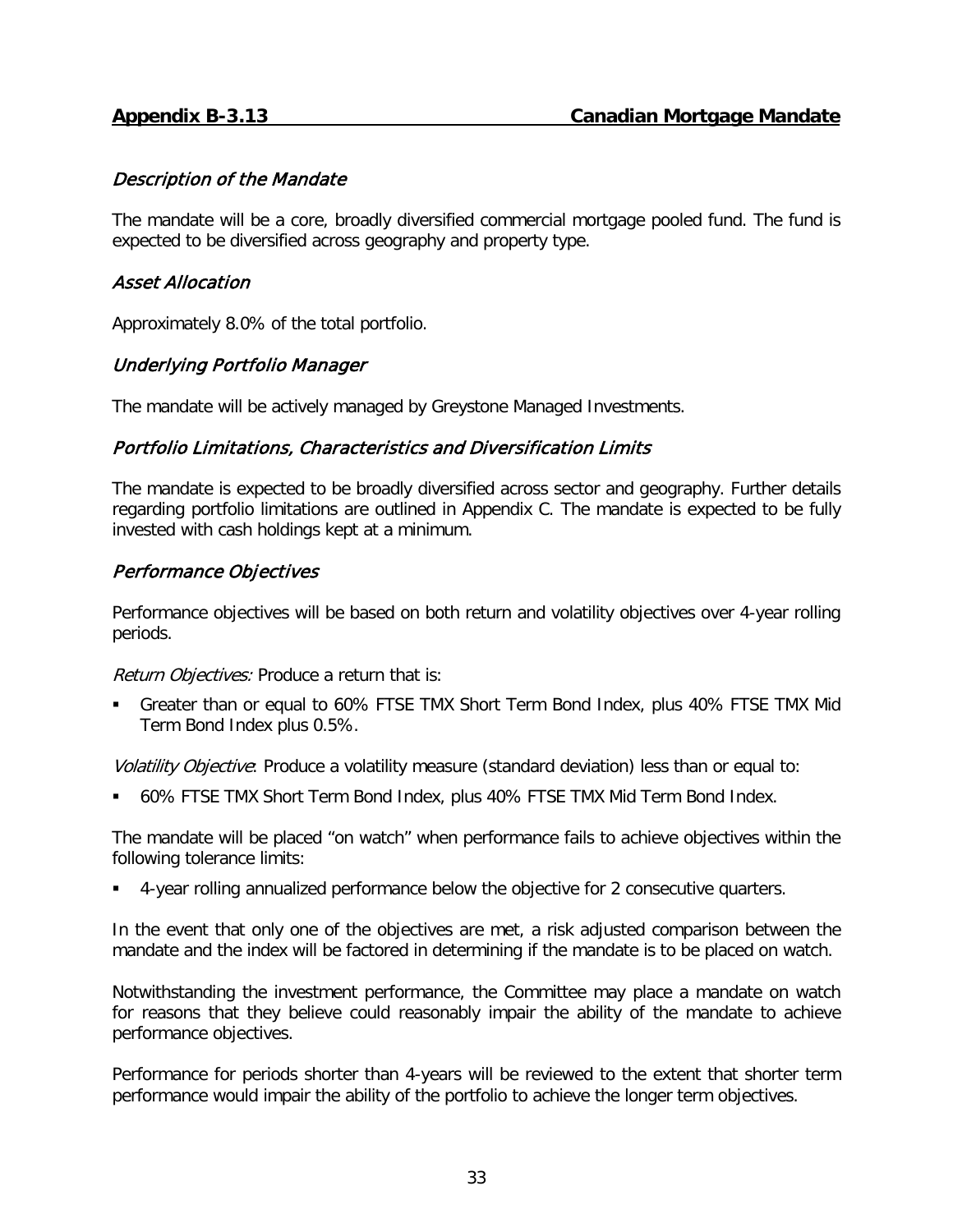## Appendix B-3.13 Canadian Mortgage Mandate

### *Description of the Mandate*

The mandate will be a core, broadly diversified commercial mortgage pooled fund. The fund is expected to be diversified across geography and property type.

### *Asset Allocation*

Approximately 8.0% of the total portfolio.

### *Underlying Portfolio Manager*

The mandate will be actively managed by Greystone Managed Investments.

### *Portfolio Limitations, Characteristics and Diversification Limits*

The mandate is expected to be broadly diversified across sector and geography. Further details regarding portfolio limitations are outlined in Appendix C. The mandate is expected to be fully invested with cash holdings kept at a minimum.

### *Performance Objectives*

Performance objectives will be based on both return and volatility objectives over 4-year rolling periods.

*Return Objectives:* Produce a return that is:

- Greater than or equal to 60% FTSE TMX Short Term Bond Index, plus 40% FTSE TMX Mid Term Bond Index plus 0.5%.

*Volatility Objective*: Produce a volatility measure (standard deviation) less than or equal to:

- 60% FTSE TMX Short Term Bond Index, plus 40% FTSE TMX Mid Term Bond Index.

The mandate will be placed "on watch" when performance fails to achieve objectives within the following tolerance limits:

- 4-year rolling annualized performance below the objective for 2 consecutive quarters.

In the event that only one of the objectives are met, a risk adjusted comparison between the mandate and the index will be factored in determining if the mandate is to be placed on watch.

Notwithstanding the investment performance, the Committee may place a mandate on watch for reasons that they believe could reasonably impair the ability of the mandate to achieve performance objectives.

Performance for periods shorter than 4-years will be reviewed to the extent that shorter term performance would impair the ability of the portfolio to achieve the longer term objectives.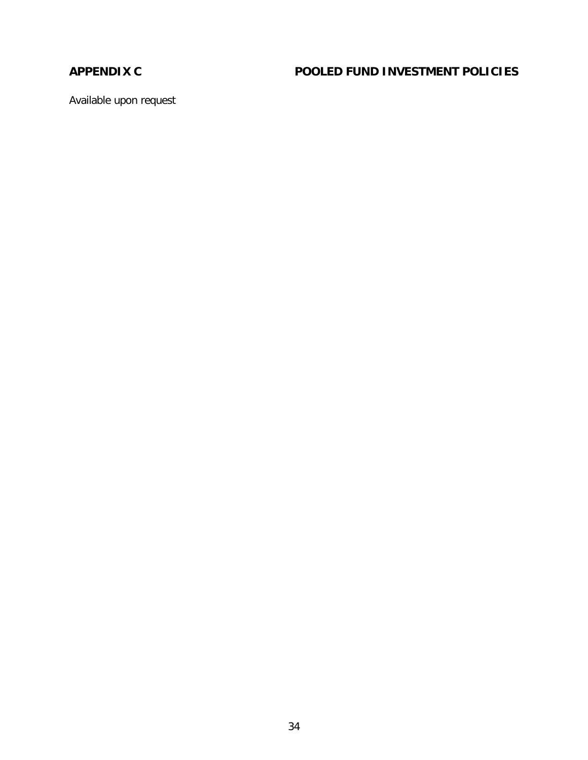## APPENDIX C POOLED FUND INVESTMENT POLICIES

Available upon request